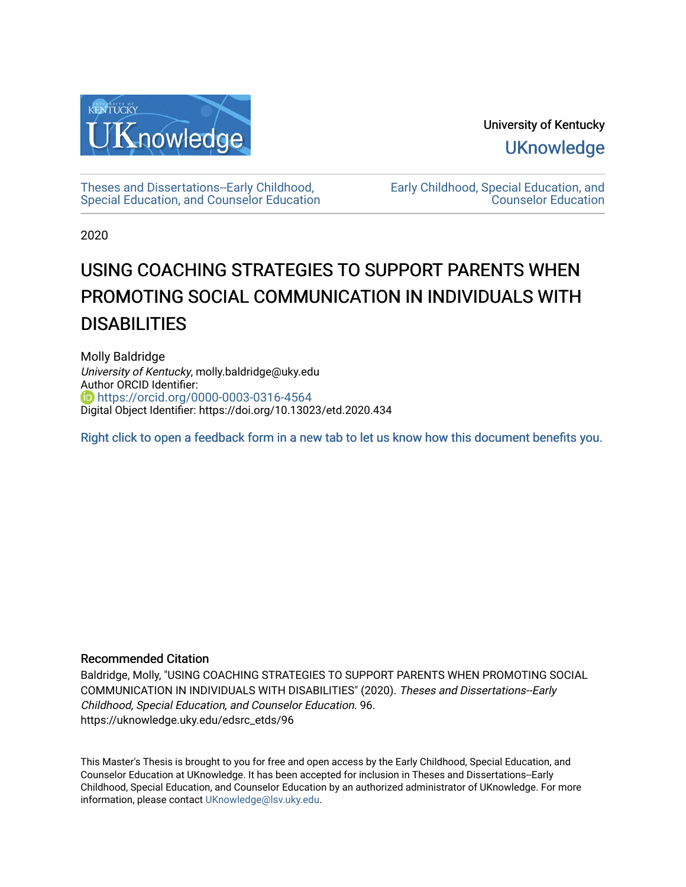University of Kentucky

UKnowledge

Theses and Dissertations--Early Childhood, Special Education, and Counselor Education

Early Childhood, Special Education, and Counselor Education

2020

# USING COACHING STRATEGIES TO SUPPORT PARENTS WHEN PROMOTING SOCIAL COMMUNICATION IN INDIVIDUALS WITH DISABILITIES

Molly Baldridge
*University of Kentucky*, molly.baldridge@uky.edu
Author ORCID Identifier:
https://orcid.org/0000-0003-0316-4564
Digital Object Identifier: https://doi.org/10.13023/etd.2020.434

Right click to open a feedback form in a new tab to let us know how this document benefits you.

## Recommended Citation

Baldridge, Molly, "USING COACHING STRATEGIES TO SUPPORT PARENTS WHEN PROMOTING SOCIAL COMMUNICATION IN INDIVIDUALS WITH DISABILITIES" (2020). *Theses and Dissertations--Early Childhood, Special Education, and Counselor Education.* 96.
https://uknowledge.uky.edu/edsrc_etds/96

This Master's Thesis is brought to you for free and open access by the Early Childhood, Special Education, and Counselor Education at UKnowledge. It has been accepted for inclusion in Theses and Dissertations--Early Childhood, Special Education, and Counselor Education by an authorized administrator of UKnowledge. For more information, please contact UKnowledge@lsv.uky.edu.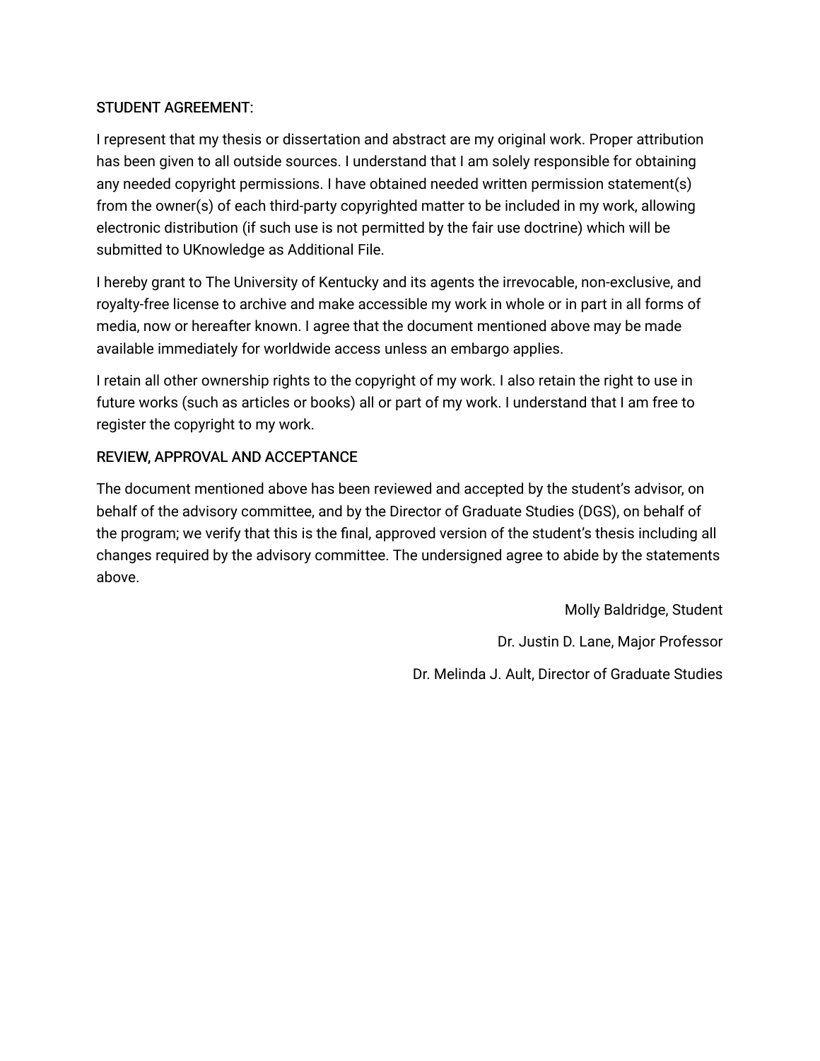STUDENT AGREEMENT:

I represent that my thesis or dissertation and abstract are my original work. Proper attribution has been given to all outside sources. I understand that I am solely responsible for obtaining any needed copyright permissions. I have obtained needed written permission statement(s) from the owner(s) of each third-party copyrighted matter to be included in my work, allowing electronic distribution (if such use is not permitted by the fair use doctrine) which will be submitted to UKnowledge as Additional File.

I hereby grant to The University of Kentucky and its agents the irrevocable, non-exclusive, and royalty-free license to archive and make accessible my work in whole or in part in all forms of media, now or hereafter known. I agree that the document mentioned above may be made available immediately for worldwide access unless an embargo applies.

I retain all other ownership rights to the copyright of my work. I also retain the right to use in future works (such as articles or books) all or part of my work. I understand that I am free to register the copyright to my work.

REVIEW, APPROVAL AND ACCEPTANCE

The document mentioned above has been reviewed and accepted by the student's advisor, on behalf of the advisory committee, and by the Director of Graduate Studies (DGS), on behalf of the program; we verify that this is the final, approved version of the student's thesis including all changes required by the advisory committee. The undersigned agree to abide by the statements above.

Molly Baldridge, Student

Dr. Justin D. Lane, Major Professor

Dr. Melinda J. Ault, Director of Graduate Studies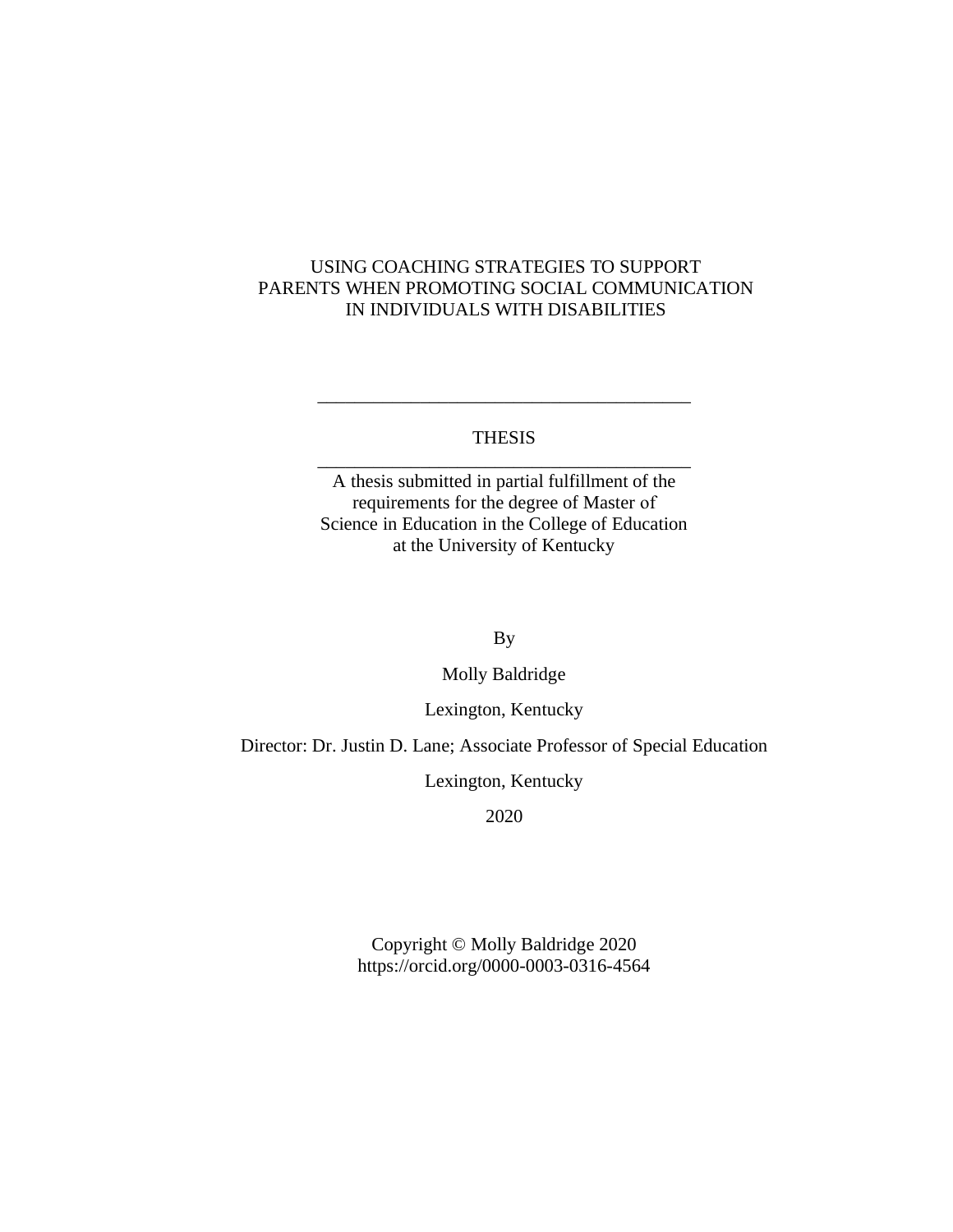# USING COACHING STRATEGIES TO SUPPORT PARENTS WHEN PROMOTING SOCIAL COMMUNICATION IN INDIVIDUALS WITH DISABILITIES

---

THESIS

---

A thesis submitted in partial fulfillment of the requirements for the degree of Master of Science in Education in the College of Education at the University of Kentucky

By

Molly Baldridge

Lexington, Kentucky

Director: Dr. Justin D. Lane; Associate Professor of Special Education

Lexington, Kentucky

2020

Copyright © Molly Baldridge 2020
https://orcid.org/0000-0003-0316-4564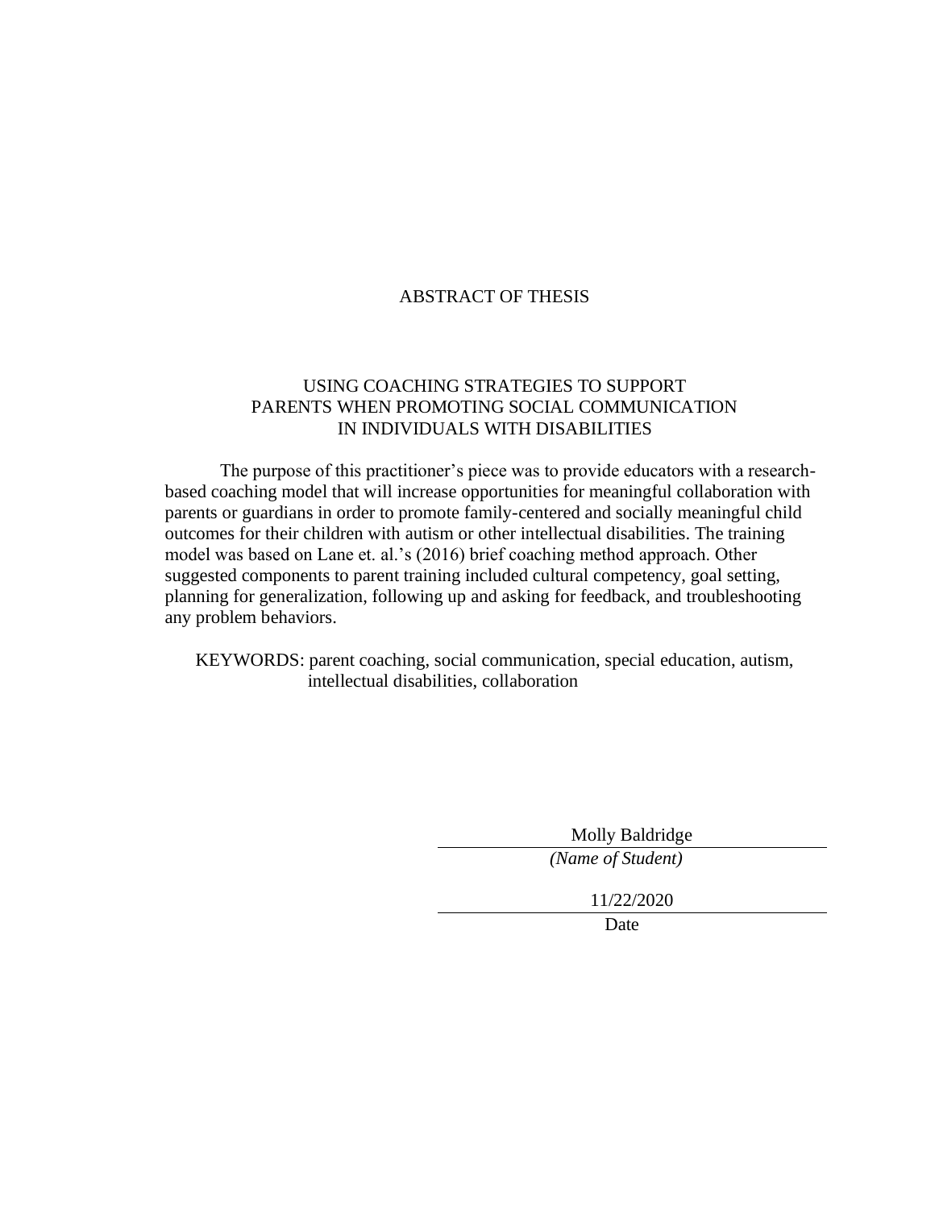# ABSTRACT OF THESIS

## USING COACHING STRATEGIES TO SUPPORT PARENTS WHEN PROMOTING SOCIAL COMMUNICATION IN INDIVIDUALS WITH DISABILITIES

The purpose of this practitioner's piece was to provide educators with a research-based coaching model that will increase opportunities for meaningful collaboration with parents or guardians in order to promote family-centered and socially meaningful child outcomes for their children with autism or other intellectual disabilities. The training model was based on Lane et. al.'s (2016) brief coaching method approach. Other suggested components to parent training included cultural competency, goal setting, planning for generalization, following up and asking for feedback, and troubleshooting any problem behaviors.

KEYWORDS: parent coaching, social communication, special education, autism, intellectual disabilities, collaboration

Molly Baldridge
*(Name of Student)*

11/22/2020
Date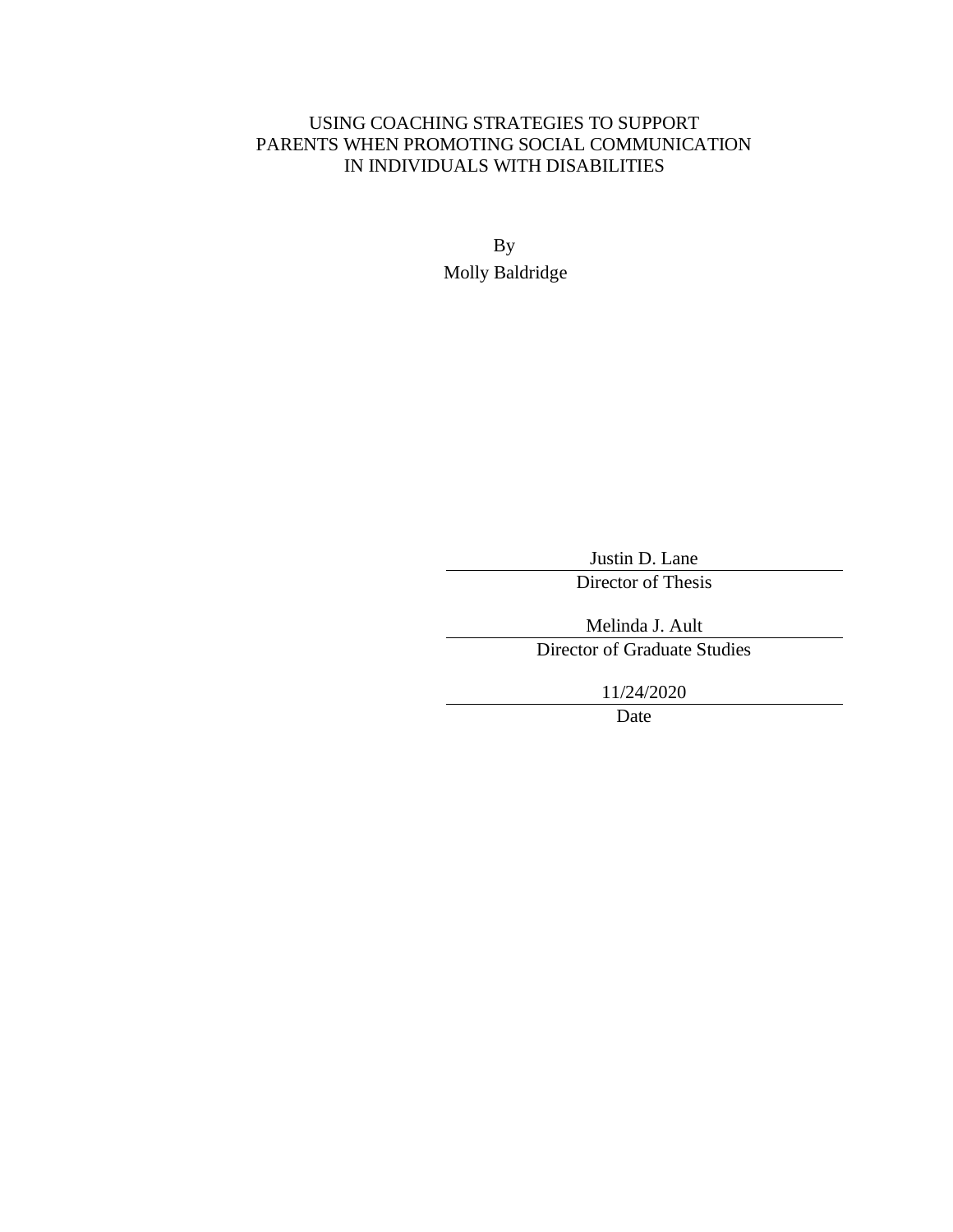USING COACHING STRATEGIES TO SUPPORT
PARENTS WHEN PROMOTING SOCIAL COMMUNICATION
IN INDIVIDUALS WITH DISABILITIES

By

Molly Baldridge

Justin D. Lane
Director of Thesis

Melinda J. Ault
Director of Graduate Studies

11/24/2020
Date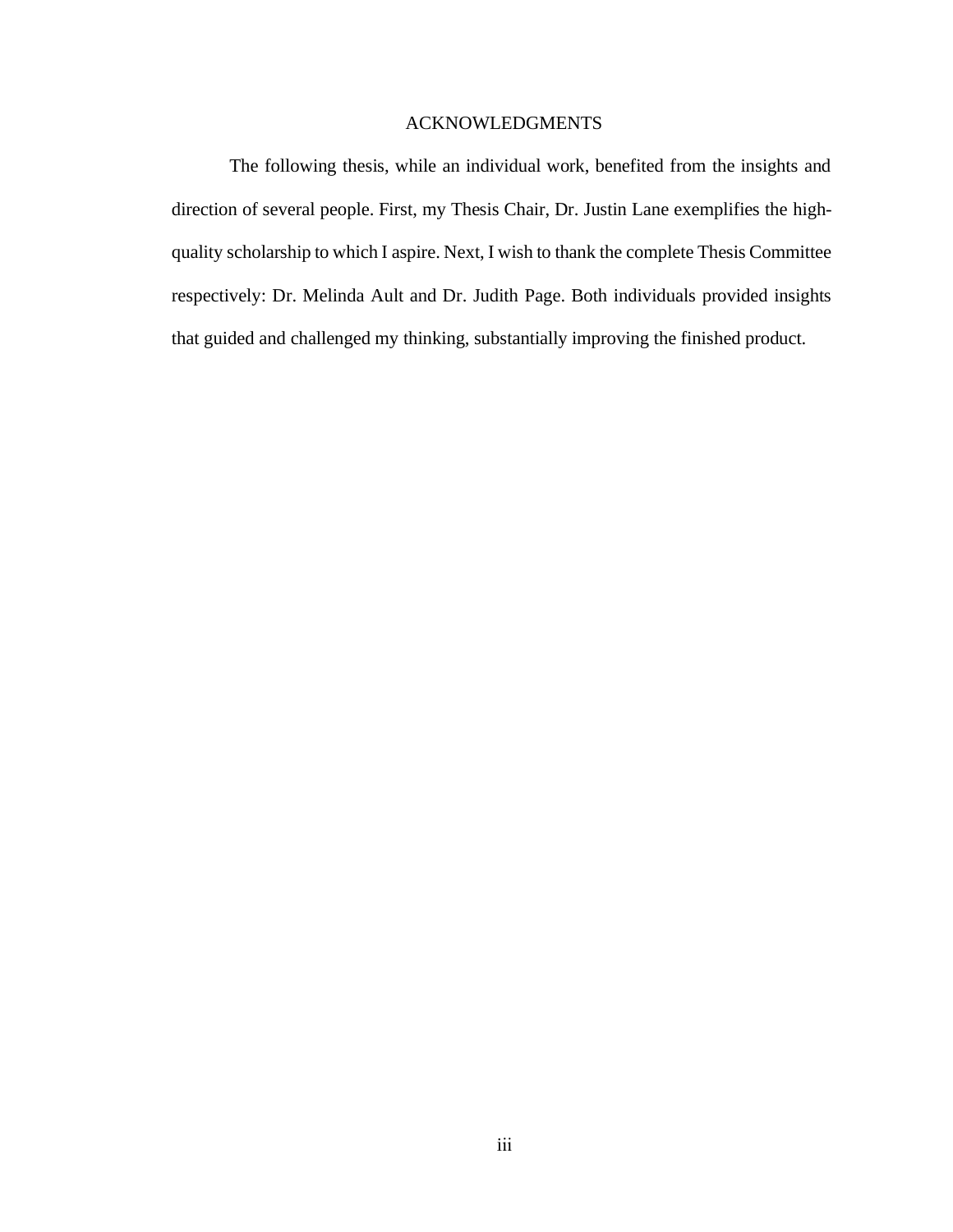# ACKNOWLEDGMENTS

The following thesis, while an individual work, benefited from the insights and direction of several people. First, my Thesis Chair, Dr. Justin Lane exemplifies the high-quality scholarship to which I aspire. Next, I wish to thank the complete Thesis Committee respectively: Dr. Melinda Ault and Dr. Judith Page. Both individuals provided insights that guided and challenged my thinking, substantially improving the finished product.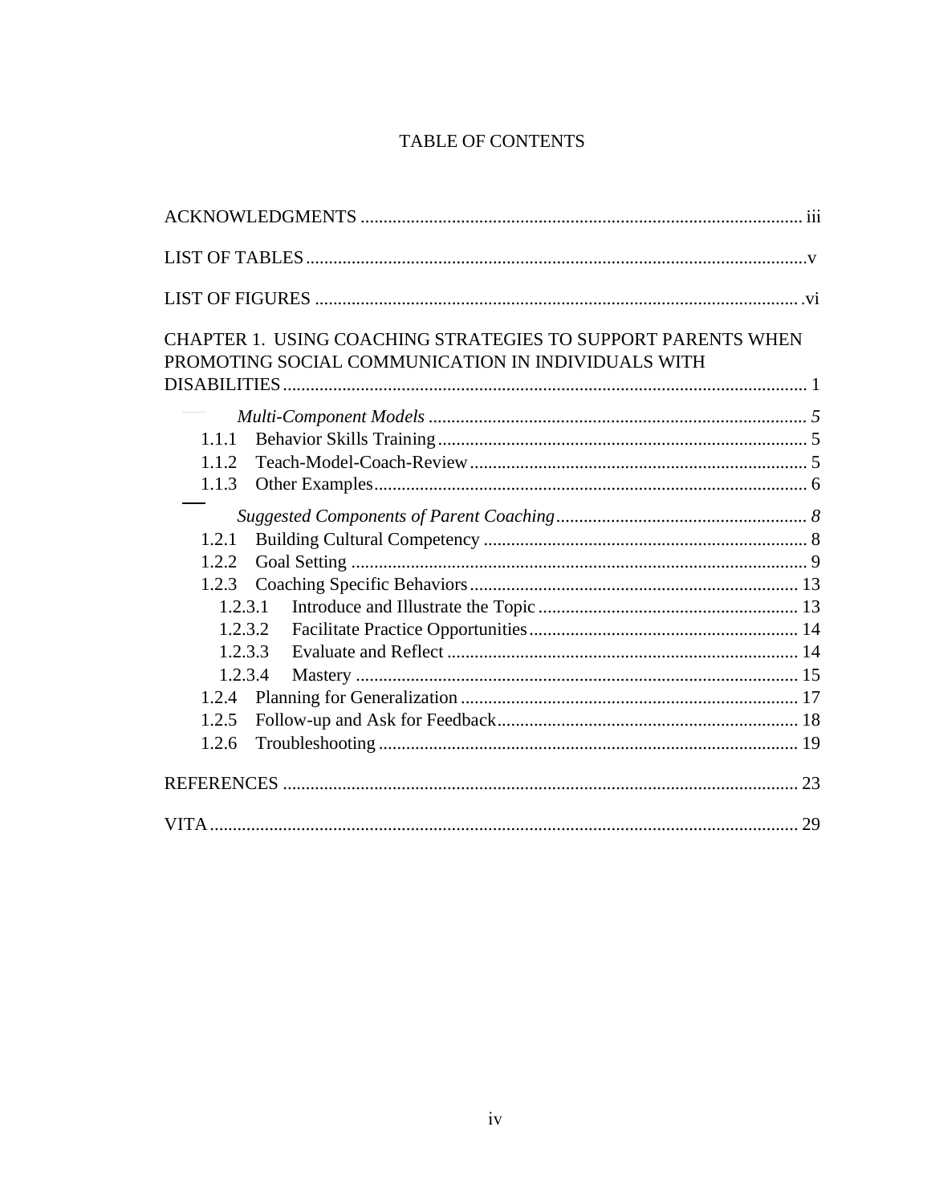# TABLE OF CONTENTS

ACKNOWLEDGMENTS ........................................................................................ iii

LIST OF TABLES .............................................................................................. v

LIST OF FIGURES ............................................................................................ vi

CHAPTER 1. USING COACHING STRATEGIES TO SUPPORT PARENTS WHEN PROMOTING SOCIAL COMMUNICATION IN INDIVIDUALS WITH DISABILITIES ................................................................................................... 1

*Multi-Component Models* .................................................................................. *5*

- 1.1.1 Behavior Skills Training ................................................................. 5
- 1.1.2 Teach-Model-Coach-Review .......................................................... 5
- 1.1.3 Other Examples .............................................................................. 6

*Suggested Components of Parent Coaching* ........................................................ *8*

- 1.2.1 Building Cultural Competency ....................................................... 8
- 1.2.2 Goal Setting ................................................................................... 9
- 1.2.3 Coaching Specific Behaviors ......................................................... 13
  - 1.2.3.1 Introduce and Illustrate the Topic ........................................... 13
  - 1.2.3.2 Facilitate Practice Opportunities ............................................. 14
  - 1.2.3.3 Evaluate and Reflect .............................................................. 14
  - 1.2.3.4 Mastery .................................................................................. 15
- 1.2.4 Planning for Generalization .......................................................... 17
- 1.2.5 Follow-up and Ask for Feedback ................................................... 18
- 1.2.6 Troubleshooting ............................................................................ 19

REFERENCES ................................................................................................... 23

VITA ................................................................................................................. 29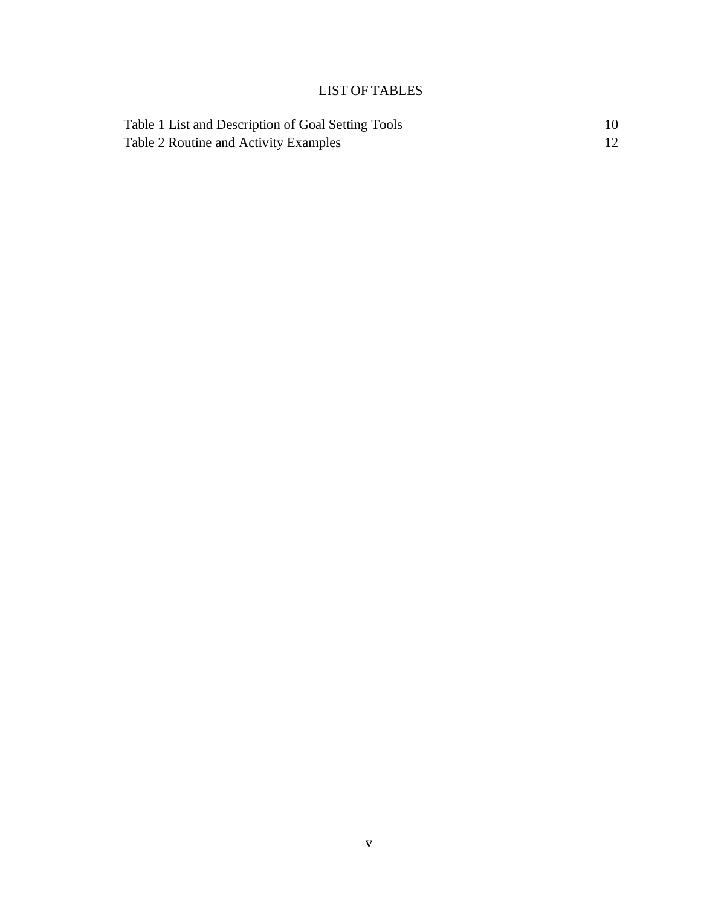# LIST OF TABLES

| | |
|---|---|
| Table 1 List and Description of Goal Setting Tools | 10 |
| Table 2 Routine and Activity Examples | 12 |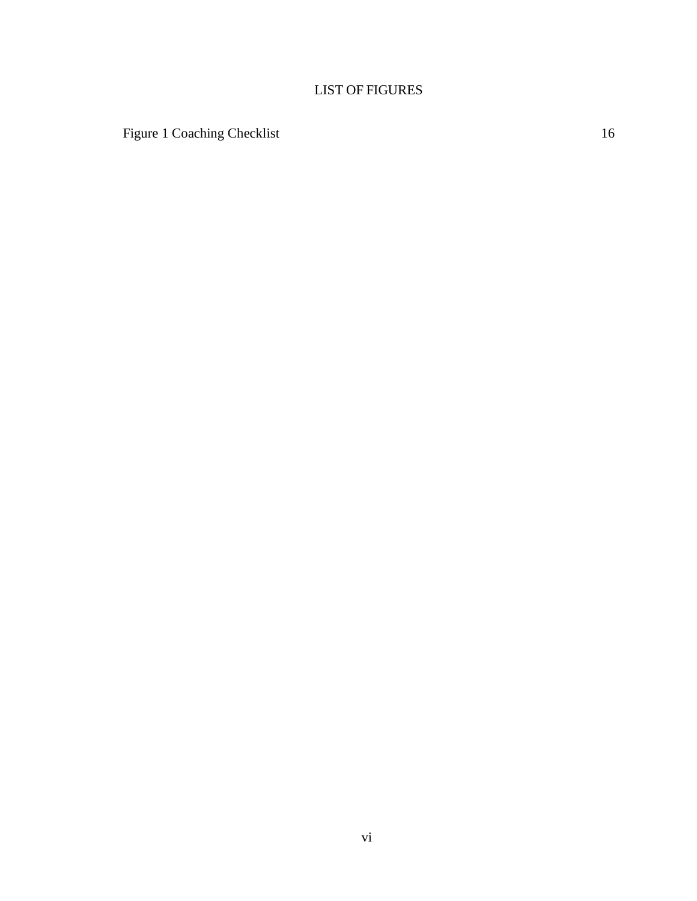# LIST OF FIGURES

Figure 1 Coaching Checklist 16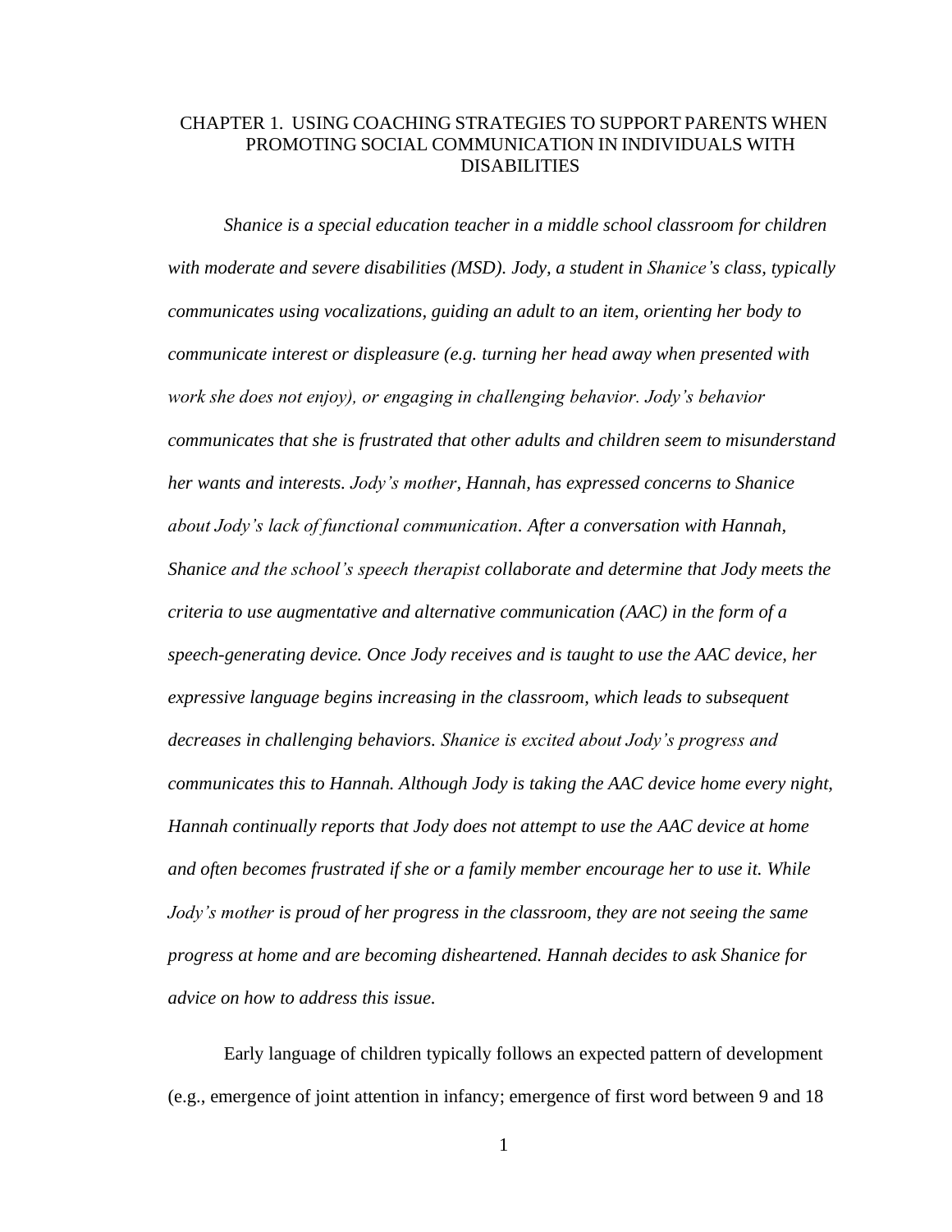# CHAPTER 1. USING COACHING STRATEGIES TO SUPPORT PARENTS WHEN PROMOTING SOCIAL COMMUNICATION IN INDIVIDUALS WITH DISABILITIES

*Shanice is a special education teacher in a middle school classroom for children with moderate and severe disabilities (MSD). Jody, a student in Shanice's class, typically communicates using vocalizations, guiding an adult to an item, orienting her body to communicate interest or displeasure (e.g. turning her head away when presented with work she does not enjoy), or engaging in challenging behavior. Jody's behavior communicates that she is frustrated that other adults and children seem to misunderstand her wants and interests. Jody's mother, Hannah, has expressed concerns to Shanice about Jody's lack of functional communication. After a conversation with Hannah, Shanice and the school's speech therapist collaborate and determine that Jody meets the criteria to use augmentative and alternative communication (AAC) in the form of a speech-generating device. Once Jody receives and is taught to use the AAC device, her expressive language begins increasing in the classroom, which leads to subsequent decreases in challenging behaviors. Shanice is excited about Jody's progress and communicates this to Hannah. Although Jody is taking the AAC device home every night, Hannah continually reports that Jody does not attempt to use the AAC device at home and often becomes frustrated if she or a family member encourage her to use it. While Jody's mother is proud of her progress in the classroom, they are not seeing the same progress at home and are becoming disheartened. Hannah decides to ask Shanice for advice on how to address this issue.*

Early language of children typically follows an expected pattern of development (e.g., emergence of joint attention in infancy; emergence of first word between 9 and 18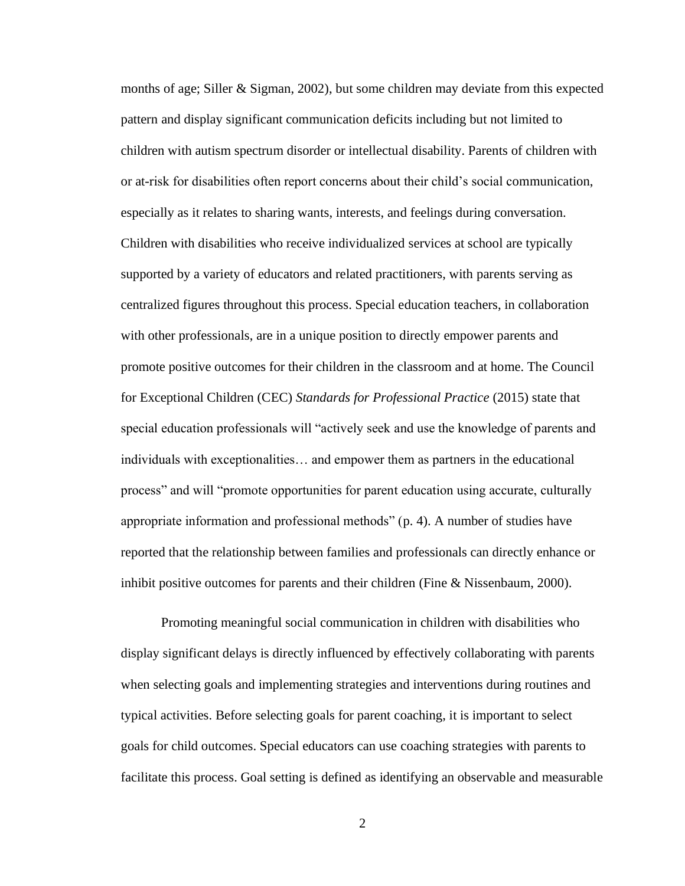months of age; Siller & Sigman, 2002), but some children may deviate from this expected pattern and display significant communication deficits including but not limited to children with autism spectrum disorder or intellectual disability. Parents of children with or at-risk for disabilities often report concerns about their child's social communication, especially as it relates to sharing wants, interests, and feelings during conversation. Children with disabilities who receive individualized services at school are typically supported by a variety of educators and related practitioners, with parents serving as centralized figures throughout this process. Special education teachers, in collaboration with other professionals, are in a unique position to directly empower parents and promote positive outcomes for their children in the classroom and at home. The Council for Exceptional Children (CEC) *Standards for Professional Practice* (2015) state that special education professionals will "actively seek and use the knowledge of parents and individuals with exceptionalities… and empower them as partners in the educational process" and will "promote opportunities for parent education using accurate, culturally appropriate information and professional methods" (p. 4). A number of studies have reported that the relationship between families and professionals can directly enhance or inhibit positive outcomes for parents and their children (Fine & Nissenbaum, 2000).

Promoting meaningful social communication in children with disabilities who display significant delays is directly influenced by effectively collaborating with parents when selecting goals and implementing strategies and interventions during routines and typical activities. Before selecting goals for parent coaching, it is important to select goals for child outcomes. Special educators can use coaching strategies with parents to facilitate this process. Goal setting is defined as identifying an observable and measurable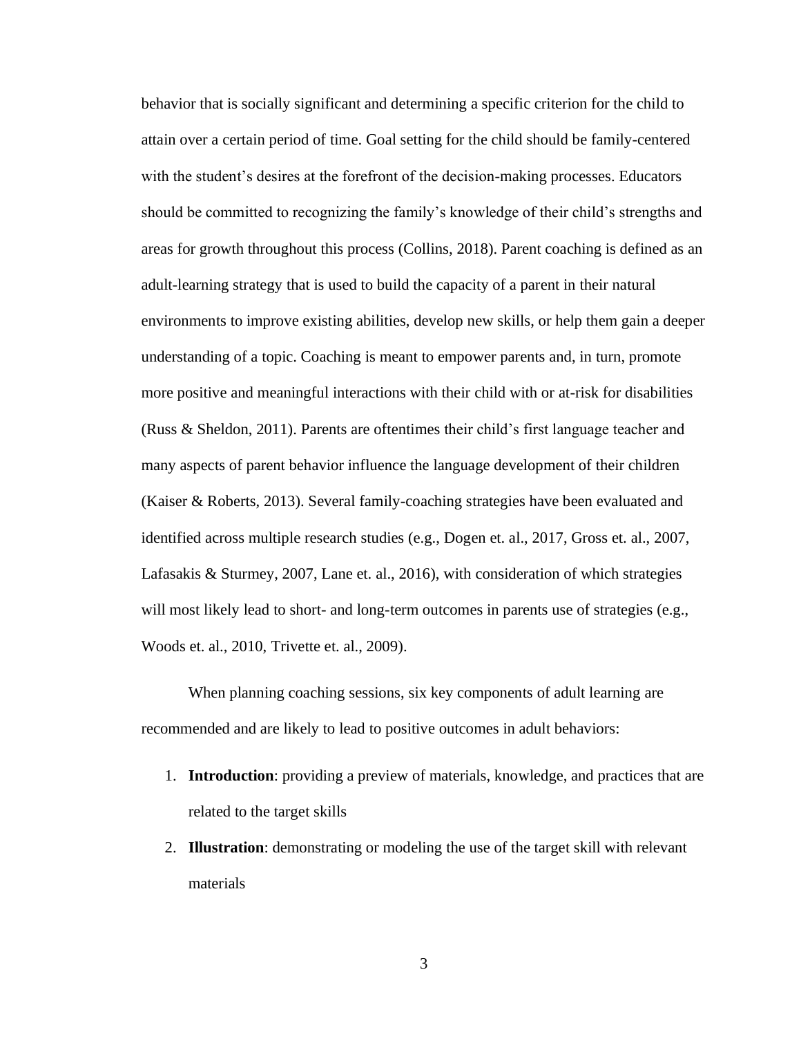behavior that is socially significant and determining a specific criterion for the child to attain over a certain period of time. Goal setting for the child should be family-centered with the student's desires at the forefront of the decision-making processes. Educators should be committed to recognizing the family's knowledge of their child's strengths and areas for growth throughout this process (Collins, 2018). Parent coaching is defined as an adult-learning strategy that is used to build the capacity of a parent in their natural environments to improve existing abilities, develop new skills, or help them gain a deeper understanding of a topic. Coaching is meant to empower parents and, in turn, promote more positive and meaningful interactions with their child with or at-risk for disabilities (Russ & Sheldon, 2011). Parents are oftentimes their child's first language teacher and many aspects of parent behavior influence the language development of their children (Kaiser & Roberts, 2013). Several family-coaching strategies have been evaluated and identified across multiple research studies (e.g., Dogen et. al., 2017, Gross et. al., 2007, Lafasakis & Sturmey, 2007, Lane et. al., 2016), with consideration of which strategies will most likely lead to short- and long-term outcomes in parents use of strategies (e.g., Woods et. al., 2010, Trivette et. al., 2009).

When planning coaching sessions, six key components of adult learning are recommended and are likely to lead to positive outcomes in adult behaviors:

1. **Introduction**: providing a preview of materials, knowledge, and practices that are related to the target skills
2. **Illustration**: demonstrating or modeling the use of the target skill with relevant materials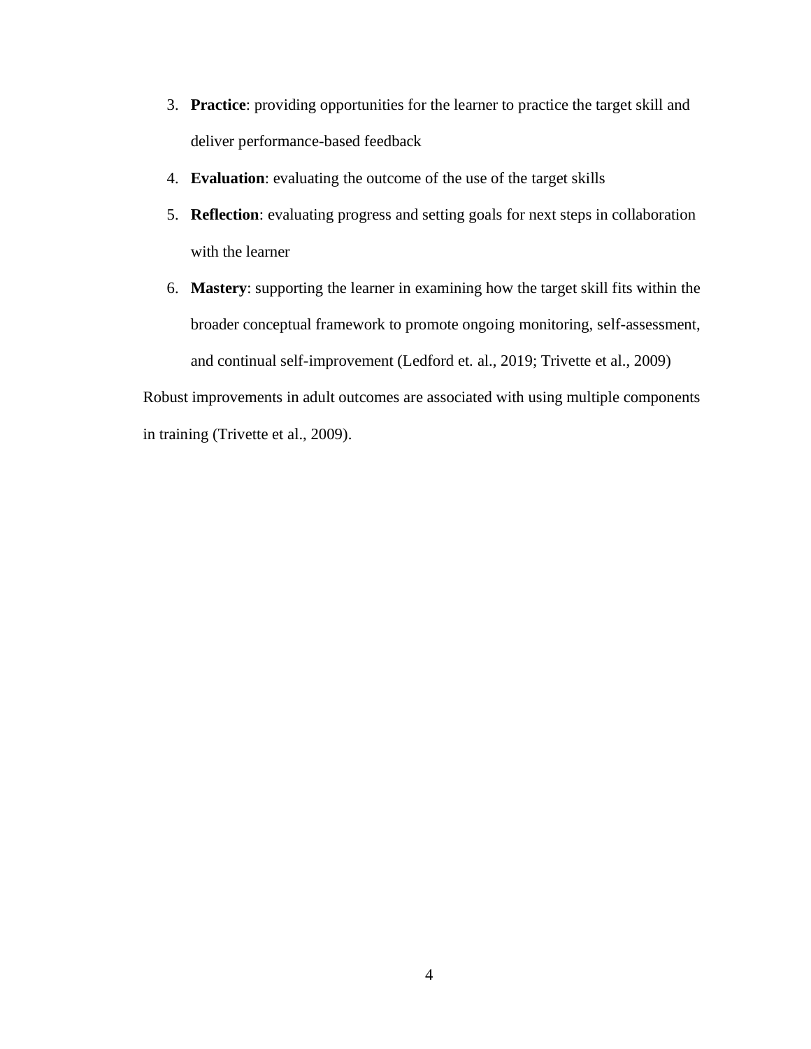3. **Practice**: providing opportunities for the learner to practice the target skill and deliver performance-based feedback
4. **Evaluation**: evaluating the outcome of the use of the target skills
5. **Reflection**: evaluating progress and setting goals for next steps in collaboration with the learner
6. **Mastery**: supporting the learner in examining how the target skill fits within the broader conceptual framework to promote ongoing monitoring, self-assessment, and continual self-improvement (Ledford et. al., 2019; Trivette et al., 2009)

Robust improvements in adult outcomes are associated with using multiple components in training (Trivette et al., 2009).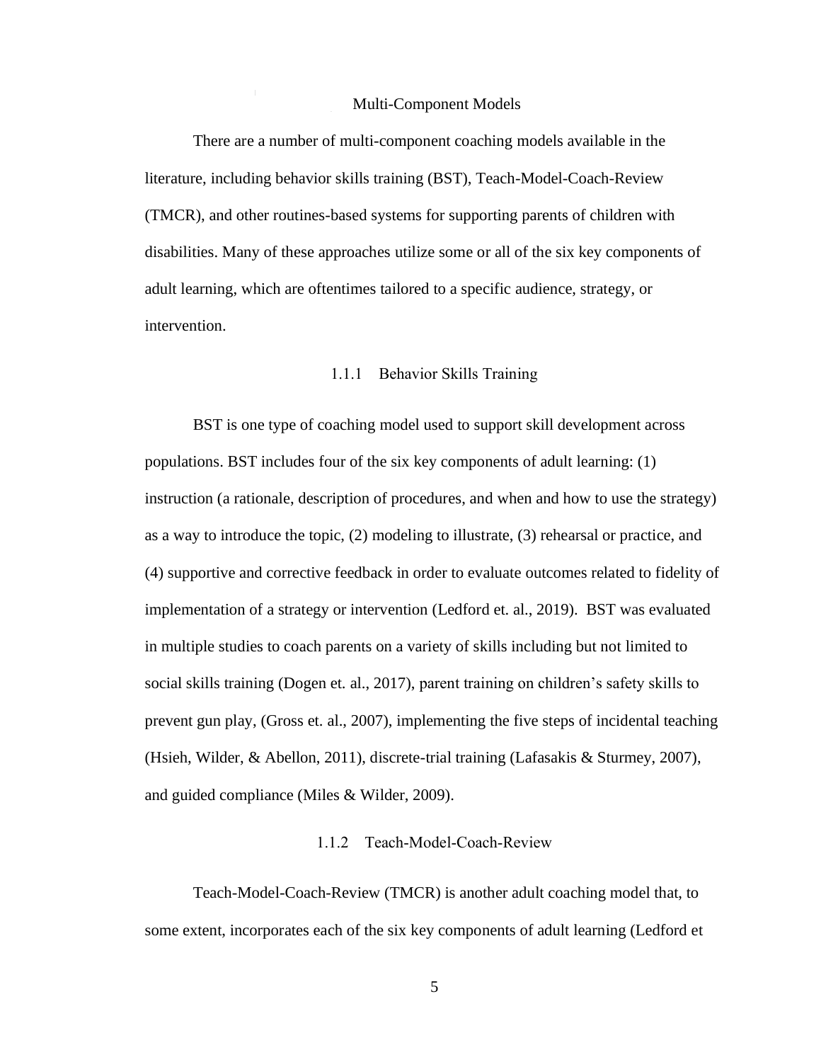## Multi-Component Models

There are a number of multi-component coaching models available in the literature, including behavior skills training (BST), Teach-Model-Coach-Review (TMCR), and other routines-based systems for supporting parents of children with disabilities. Many of these approaches utilize some or all of the six key components of adult learning, which are oftentimes tailored to a specific audience, strategy, or intervention.

### 1.1.1 Behavior Skills Training

BST is one type of coaching model used to support skill development across populations. BST includes four of the six key components of adult learning: (1) instruction (a rationale, description of procedures, and when and how to use the strategy) as a way to introduce the topic, (2) modeling to illustrate, (3) rehearsal or practice, and (4) supportive and corrective feedback in order to evaluate outcomes related to fidelity of implementation of a strategy or intervention (Ledford et. al., 2019). BST was evaluated in multiple studies to coach parents on a variety of skills including but not limited to social skills training (Dogen et. al., 2017), parent training on children's safety skills to prevent gun play, (Gross et. al., 2007), implementing the five steps of incidental teaching (Hsieh, Wilder, & Abellon, 2011), discrete-trial training (Lafasakis & Sturmey, 2007), and guided compliance (Miles & Wilder, 2009).

### 1.1.2 Teach-Model-Coach-Review

Teach-Model-Coach-Review (TMCR) is another adult coaching model that, to some extent, incorporates each of the six key components of adult learning (Ledford et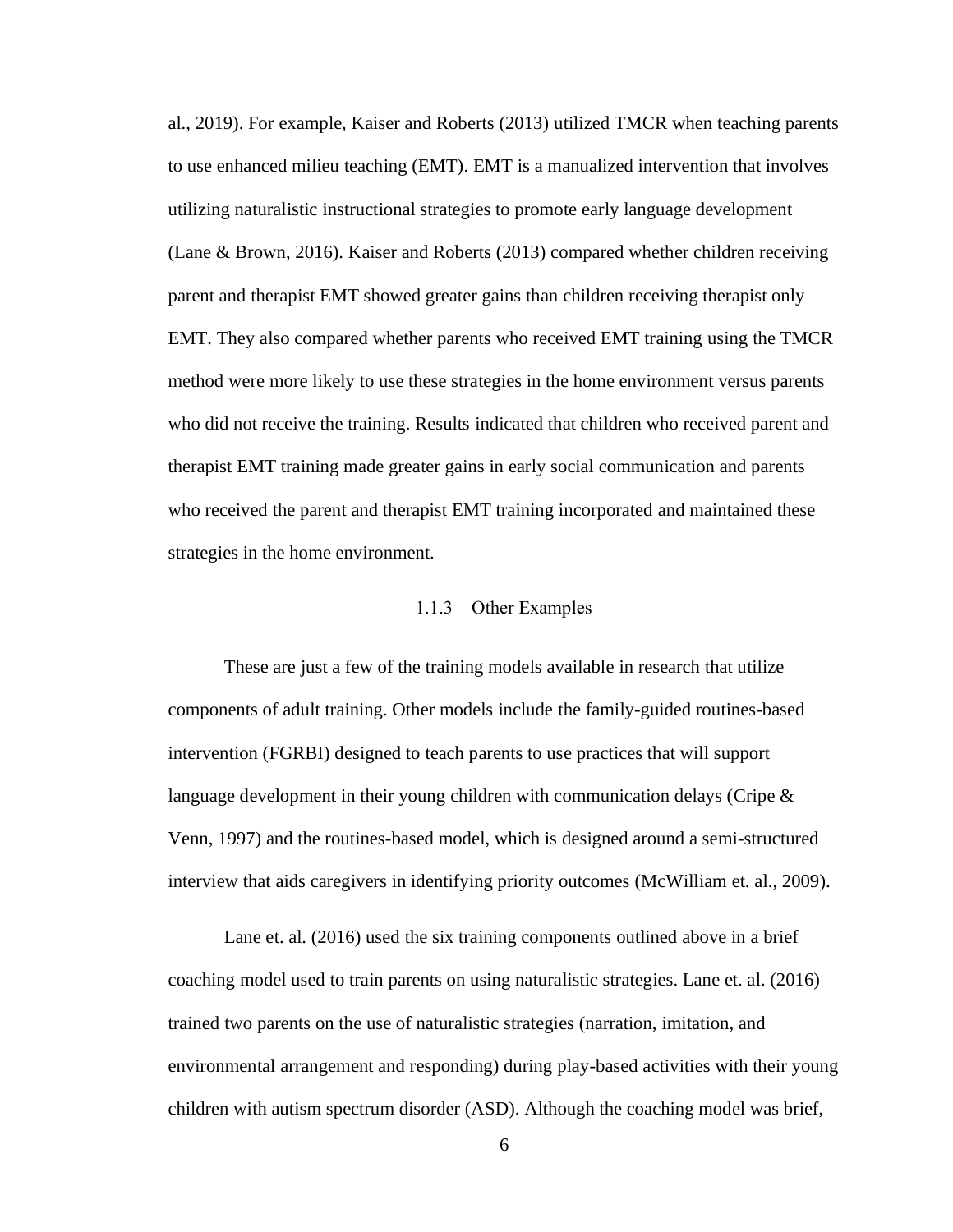al., 2019). For example, Kaiser and Roberts (2013) utilized TMCR when teaching parents to use enhanced milieu teaching (EMT). EMT is a manualized intervention that involves utilizing naturalistic instructional strategies to promote early language development (Lane & Brown, 2016). Kaiser and Roberts (2013) compared whether children receiving parent and therapist EMT showed greater gains than children receiving therapist only EMT. They also compared whether parents who received EMT training using the TMCR method were more likely to use these strategies in the home environment versus parents who did not receive the training. Results indicated that children who received parent and therapist EMT training made greater gains in early social communication and parents who received the parent and therapist EMT training incorporated and maintained these strategies in the home environment.

### 1.1.3 Other Examples

These are just a few of the training models available in research that utilize components of adult training. Other models include the family-guided routines-based intervention (FGRBI) designed to teach parents to use practices that will support language development in their young children with communication delays (Cripe & Venn, 1997) and the routines-based model, which is designed around a semi-structured interview that aids caregivers in identifying priority outcomes (McWilliam et. al., 2009).

Lane et. al. (2016) used the six training components outlined above in a brief coaching model used to train parents on using naturalistic strategies. Lane et. al. (2016) trained two parents on the use of naturalistic strategies (narration, imitation, and environmental arrangement and responding) during play-based activities with their young children with autism spectrum disorder (ASD). Although the coaching model was brief,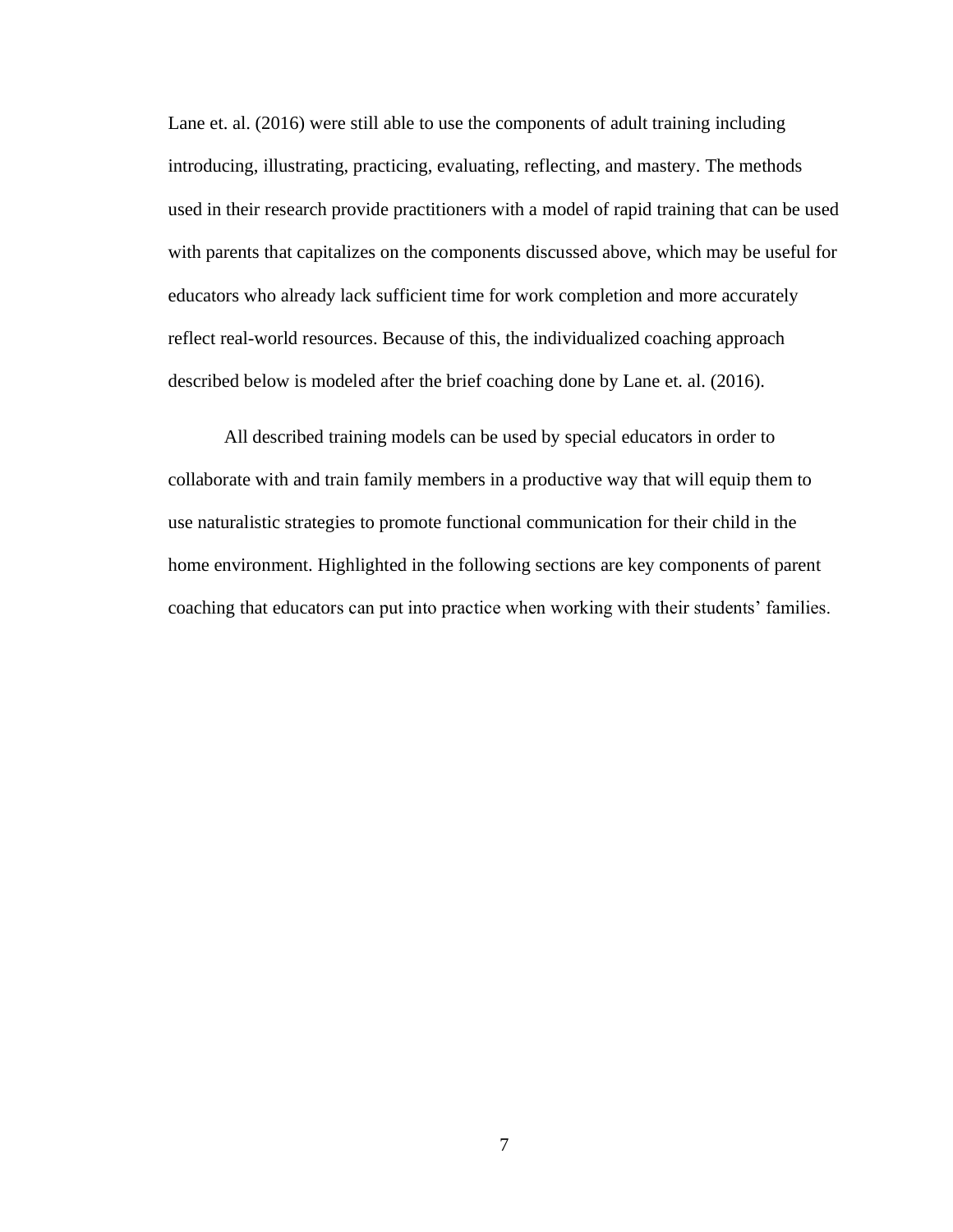Lane et. al. (2016) were still able to use the components of adult training including introducing, illustrating, practicing, evaluating, reflecting, and mastery. The methods used in their research provide practitioners with a model of rapid training that can be used with parents that capitalizes on the components discussed above, which may be useful for educators who already lack sufficient time for work completion and more accurately reflect real-world resources. Because of this, the individualized coaching approach described below is modeled after the brief coaching done by Lane et. al. (2016).

All described training models can be used by special educators in order to collaborate with and train family members in a productive way that will equip them to use naturalistic strategies to promote functional communication for their child in the home environment. Highlighted in the following sections are key components of parent coaching that educators can put into practice when working with their students' families.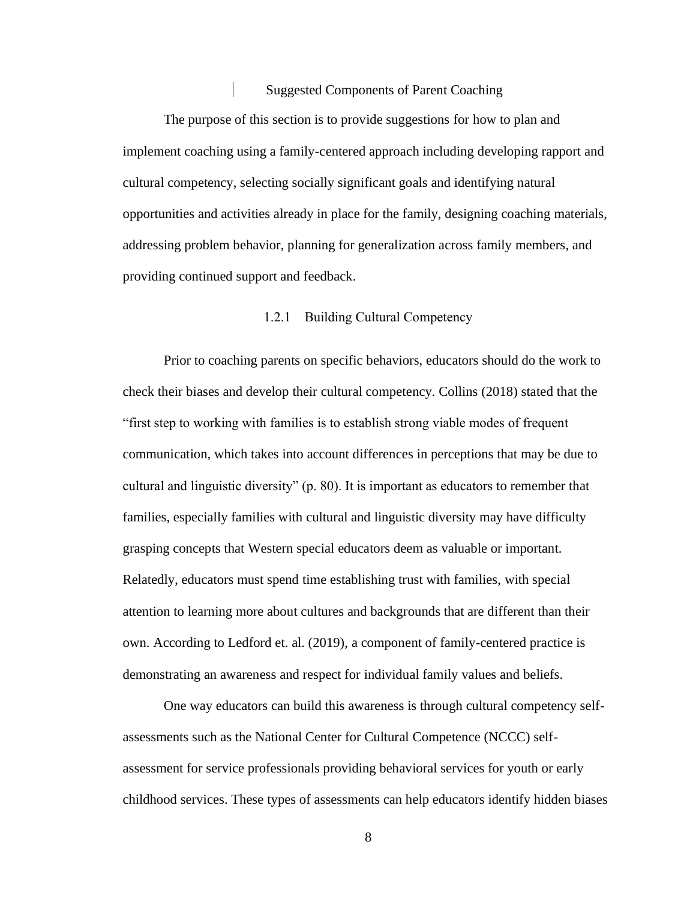## Suggested Components of Parent Coaching

The purpose of this section is to provide suggestions for how to plan and implement coaching using a family-centered approach including developing rapport and cultural competency, selecting socially significant goals and identifying natural opportunities and activities already in place for the family, designing coaching materials, addressing problem behavior, planning for generalization across family members, and providing continued support and feedback.

### 1.2.1 Building Cultural Competency

Prior to coaching parents on specific behaviors, educators should do the work to check their biases and develop their cultural competency. Collins (2018) stated that the "first step to working with families is to establish strong viable modes of frequent communication, which takes into account differences in perceptions that may be due to cultural and linguistic diversity" (p. 80). It is important as educators to remember that families, especially families with cultural and linguistic diversity may have difficulty grasping concepts that Western special educators deem as valuable or important. Relatedly, educators must spend time establishing trust with families, with special attention to learning more about cultures and backgrounds that are different than their own. According to Ledford et. al. (2019), a component of family-centered practice is demonstrating an awareness and respect for individual family values and beliefs.

One way educators can build this awareness is through cultural competency self-assessments such as the National Center for Cultural Competence (NCCC) self-assessment for service professionals providing behavioral services for youth or early childhood services. These types of assessments can help educators identify hidden biases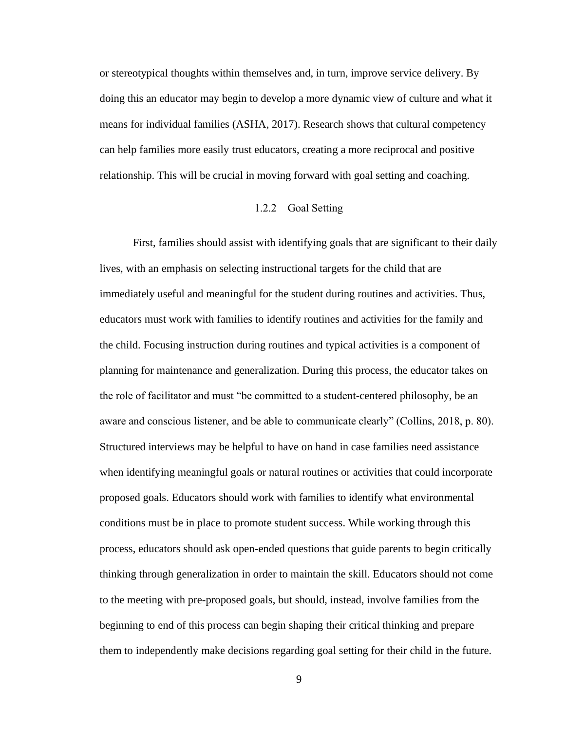or stereotypical thoughts within themselves and, in turn, improve service delivery. By doing this an educator may begin to develop a more dynamic view of culture and what it means for individual families (ASHA, 2017). Research shows that cultural competency can help families more easily trust educators, creating a more reciprocal and positive relationship. This will be crucial in moving forward with goal setting and coaching.

### 1.2.2 Goal Setting

First, families should assist with identifying goals that are significant to their daily lives, with an emphasis on selecting instructional targets for the child that are immediately useful and meaningful for the student during routines and activities. Thus, educators must work with families to identify routines and activities for the family and the child. Focusing instruction during routines and typical activities is a component of planning for maintenance and generalization. During this process, the educator takes on the role of facilitator and must "be committed to a student-centered philosophy, be an aware and conscious listener, and be able to communicate clearly" (Collins, 2018, p. 80). Structured interviews may be helpful to have on hand in case families need assistance when identifying meaningful goals or natural routines or activities that could incorporate proposed goals. Educators should work with families to identify what environmental conditions must be in place to promote student success. While working through this process, educators should ask open-ended questions that guide parents to begin critically thinking through generalization in order to maintain the skill. Educators should not come to the meeting with pre-proposed goals, but should, instead, involve families from the beginning to end of this process can begin shaping their critical thinking and prepare them to independently make decisions regarding goal setting for their child in the future.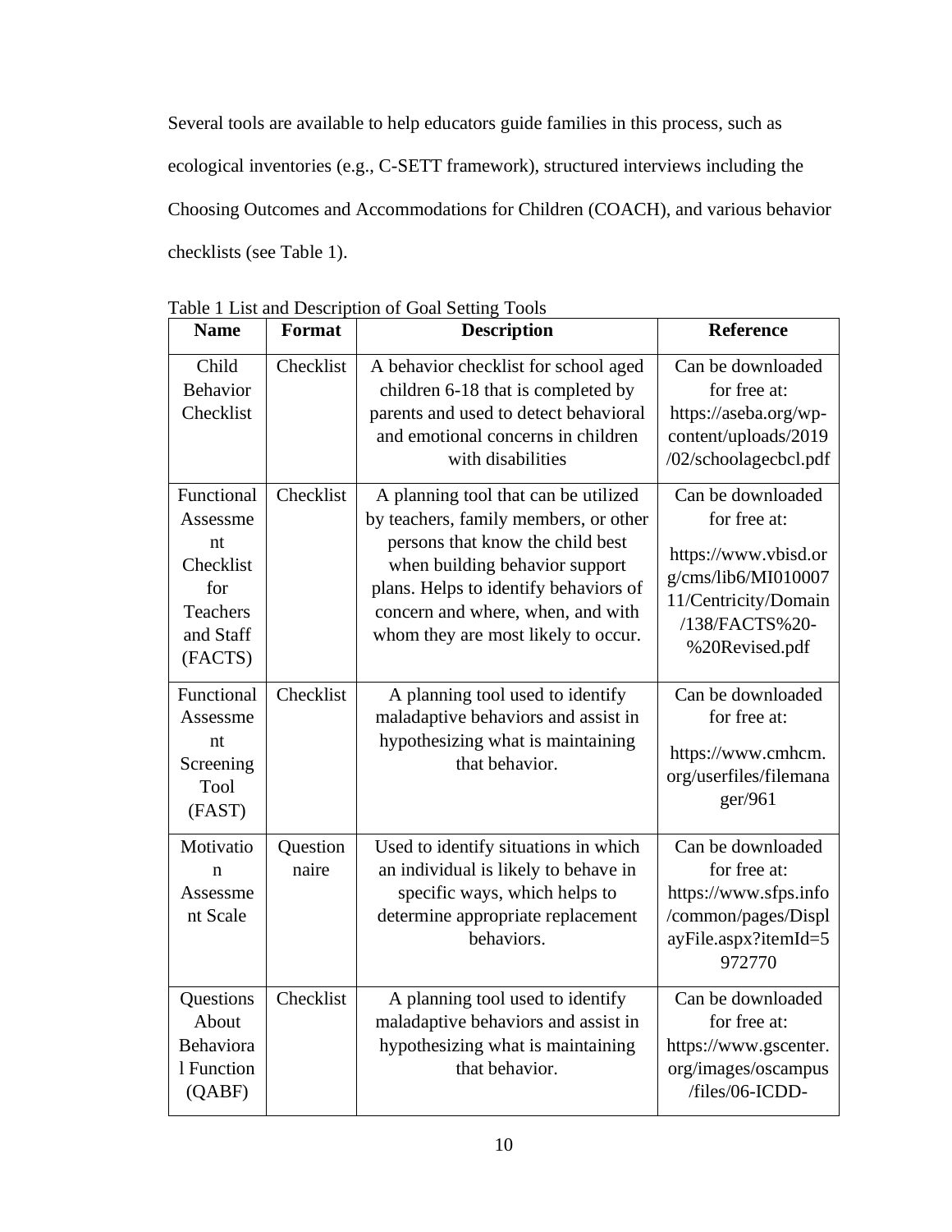Several tools are available to help educators guide families in this process, such as ecological inventories (e.g., C-SETT framework), structured interviews including the Choosing Outcomes and Accommodations for Children (COACH), and various behavior checklists (see Table 1).

Table 1 List and Description of Goal Setting Tools

| Name | Format | Description | Reference |
|---|---|---|---|
| Child Behavior Checklist | Checklist | A behavior checklist for school aged children 6-18 that is completed by parents and used to detect behavioral and emotional concerns in children with disabilities | Can be downloaded for free at: https://aseba.org/wp-content/uploads/2019/02/schoolagecbcl.pdf |
| Functional Assessment Checklist for Teachers and Staff (FACTS) | Checklist | A planning tool that can be utilized by teachers, family members, or other persons that know the child best when building behavior support plans. Helps to identify behaviors of concern and where, when, and with whom they are most likely to occur. | Can be downloaded for free at: https://www.vbisd.org/cms/lib6/MI01000711/Centricity/Domain/138/FACTS%20-%20Revised.pdf |
| Functional Assessment Screening Tool (FAST) | Checklist | A planning tool used to identify maladaptive behaviors and assist in hypothesizing what is maintaining that behavior. | Can be downloaded for free at: https://www.cmhcm.org/userfiles/filemanager/961 |
| Motivation Assessment Scale | Questionnaire | Used to identify situations in which an individual is likely to behave in specific ways, which helps to determine appropriate replacement behaviors. | Can be downloaded for free at: https://www.sfps.info/common/pages/DisplayFile.aspx?itemId=5972770 |
| Questions About Behavioral Function (QABF) | Checklist | A planning tool used to identify maladaptive behaviors and assist in hypothesizing what is maintaining that behavior. | Can be downloaded for free at: https://www.gscenter.org/images/oscampus/files/06-ICDD- |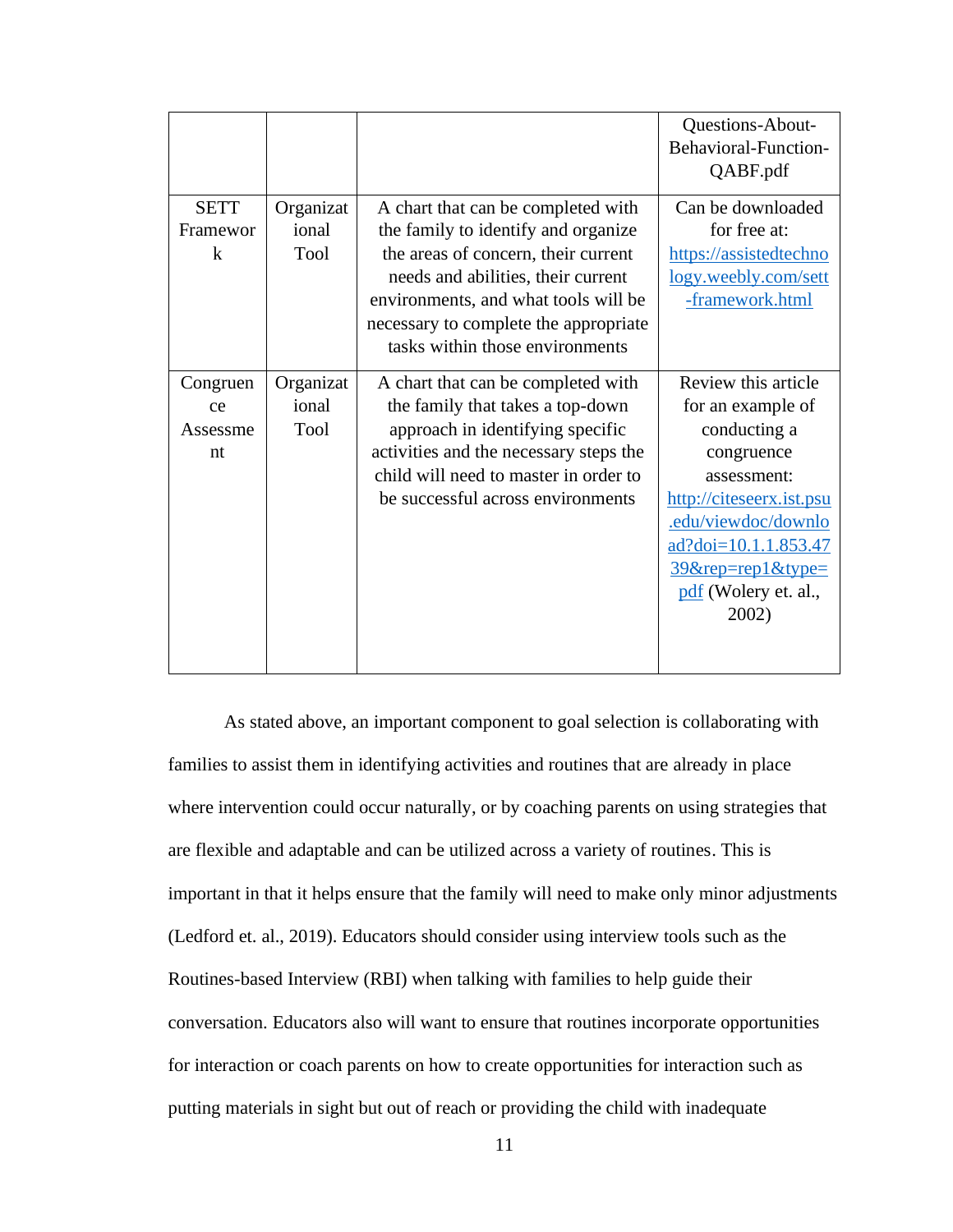| | | | |
|---|---|---|---|
| | | | Questions-About-Behavioral-Function-QABF.pdf |
| SETT Framework | Organizational Tool | A chart that can be completed with the family to identify and organize the areas of concern, their current needs and abilities, their current environments, and what tools will be necessary to complete the appropriate tasks within those environments | Can be downloaded for free at: https://assistedtechnology.weebly.com/sett-framework.html |
| Congruence Assessment | Organizational Tool | A chart that can be completed with the family that takes a top-down approach in identifying specific activities and the necessary steps the child will need to master in order to be successful across environments | Review this article for an example of conducting a congruence assessment: http://citeseerx.ist.psu.edu/viewdoc/download?doi=10.1.1.853.4739&rep=rep1&type=pdf (Wolery et. al., 2002) |

As stated above, an important component to goal selection is collaborating with families to assist them in identifying activities and routines that are already in place where intervention could occur naturally, or by coaching parents on using strategies that are flexible and adaptable and can be utilized across a variety of routines. This is important in that it helps ensure that the family will need to make only minor adjustments (Ledford et. al., 2019). Educators should consider using interview tools such as the Routines-based Interview (RBI) when talking with families to help guide their conversation. Educators also will want to ensure that routines incorporate opportunities for interaction or coach parents on how to create opportunities for interaction such as putting materials in sight but out of reach or providing the child with inadequate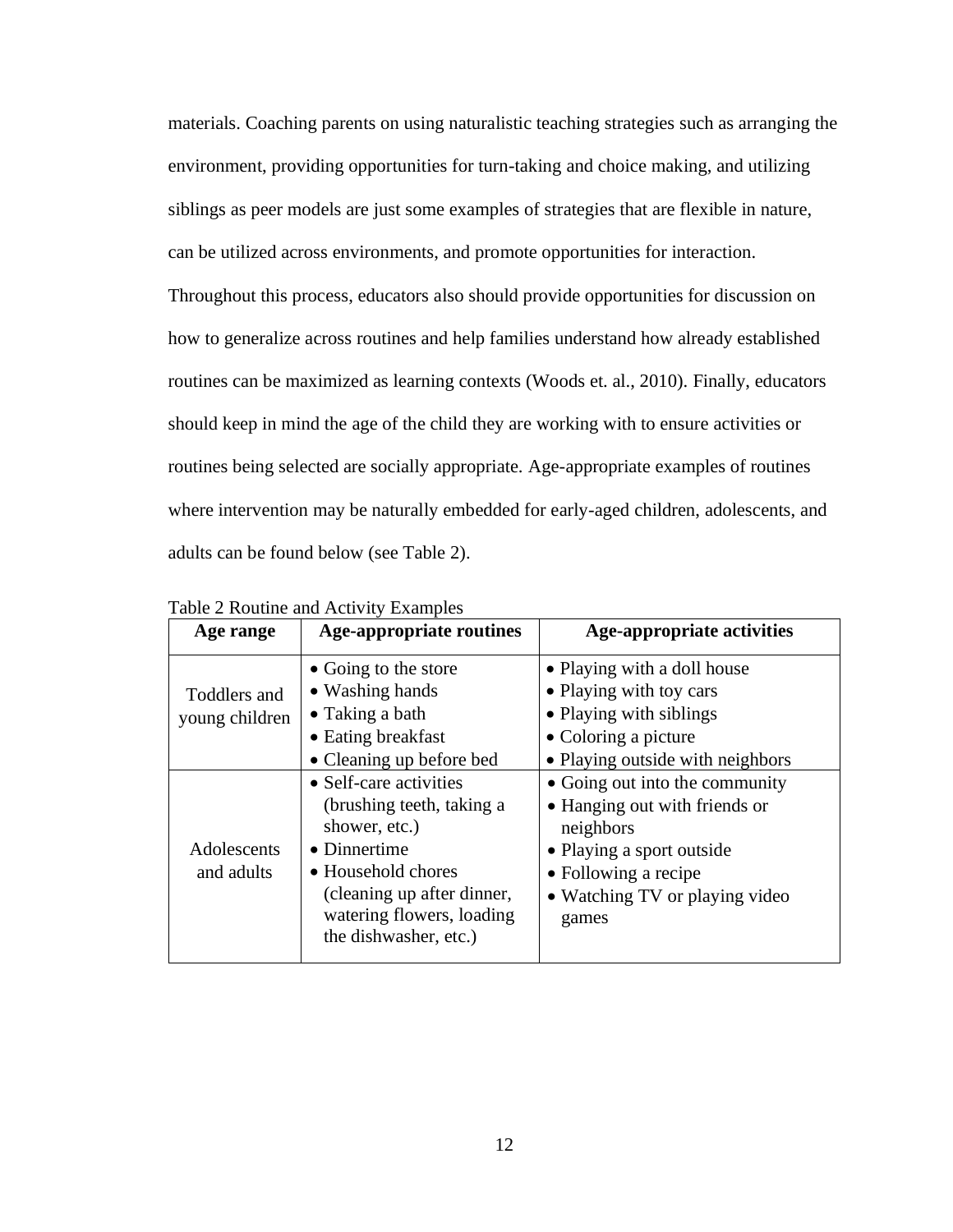materials. Coaching parents on using naturalistic teaching strategies such as arranging the environment, providing opportunities for turn-taking and choice making, and utilizing siblings as peer models are just some examples of strategies that are flexible in nature, can be utilized across environments, and promote opportunities for interaction. Throughout this process, educators also should provide opportunities for discussion on how to generalize across routines and help families understand how already established routines can be maximized as learning contexts (Woods et. al., 2010). Finally, educators should keep in mind the age of the child they are working with to ensure activities or routines being selected are socially appropriate. Age-appropriate examples of routines where intervention may be naturally embedded for early-aged children, adolescents, and adults can be found below (see Table 2).

Table 2 Routine and Activity Examples

| Age range | Age-appropriate routines | Age-appropriate activities |
|---|---|---|
| Toddlers and young children | • Going to the store<br>• Washing hands<br>• Taking a bath<br>• Eating breakfast<br>• Cleaning up before bed | • Playing with a doll house<br>• Playing with toy cars<br>• Playing with siblings<br>• Coloring a picture<br>• Playing outside with neighbors |
| Adolescents and adults | • Self-care activities (brushing teeth, taking a shower, etc.)<br>• Dinnertime<br>• Household chores (cleaning up after dinner, watering flowers, loading the dishwasher, etc.) | • Going out into the community<br>• Hanging out with friends or neighbors<br>• Playing a sport outside<br>• Following a recipe<br>• Watching TV or playing video games |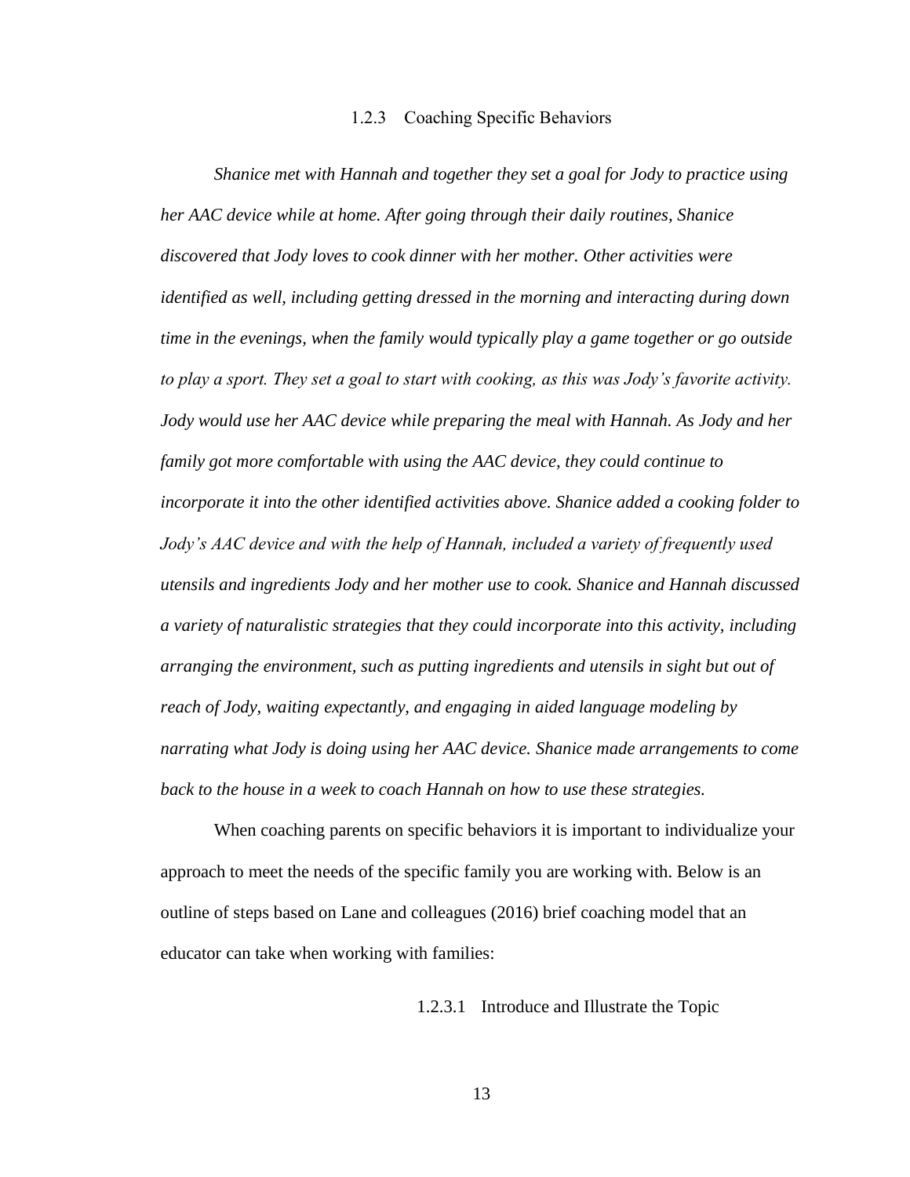### 1.2.3 Coaching Specific Behaviors

*Shanice met with Hannah and together they set a goal for Jody to practice using her AAC device while at home. After going through their daily routines, Shanice discovered that Jody loves to cook dinner with her mother. Other activities were identified as well, including getting dressed in the morning and interacting during down time in the evenings, when the family would typically play a game together or go outside to play a sport. They set a goal to start with cooking, as this was Jody's favorite activity. Jody would use her AAC device while preparing the meal with Hannah. As Jody and her family got more comfortable with using the AAC device, they could continue to incorporate it into the other identified activities above. Shanice added a cooking folder to Jody's AAC device and with the help of Hannah, included a variety of frequently used utensils and ingredients Jody and her mother use to cook. Shanice and Hannah discussed a variety of naturalistic strategies that they could incorporate into this activity, including arranging the environment, such as putting ingredients and utensils in sight but out of reach of Jody, waiting expectantly, and engaging in aided language modeling by narrating what Jody is doing using her AAC device. Shanice made arrangements to come back to the house in a week to coach Hannah on how to use these strategies.*

When coaching parents on specific behaviors it is important to individualize your approach to meet the needs of the specific family you are working with. Below is an outline of steps based on Lane and colleagues (2016) brief coaching model that an educator can take when working with families:

#### 1.2.3.1 Introduce and Illustrate the Topic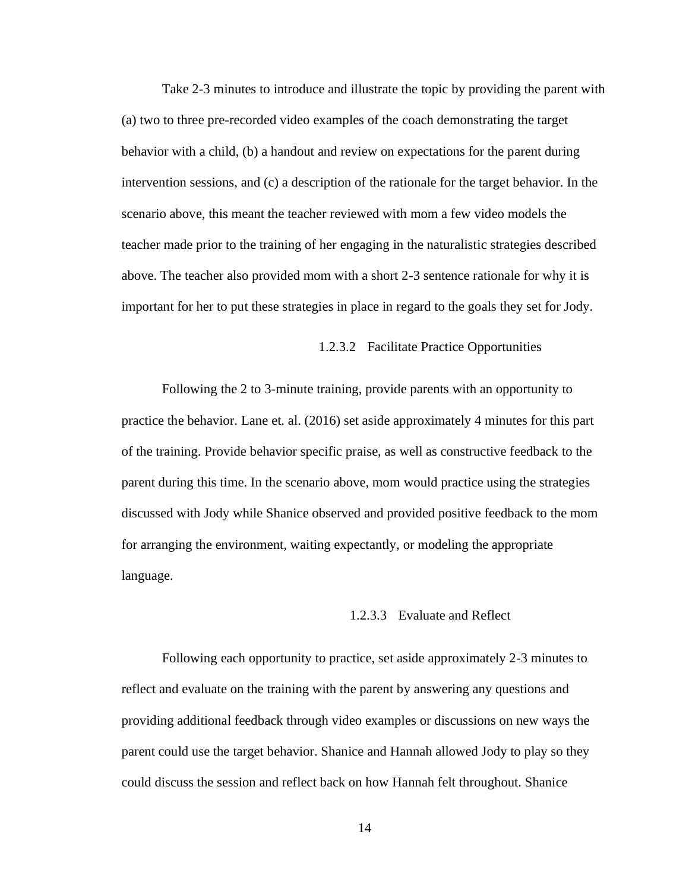Take 2-3 minutes to introduce and illustrate the topic by providing the parent with (a) two to three pre-recorded video examples of the coach demonstrating the target behavior with a child, (b) a handout and review on expectations for the parent during intervention sessions, and (c) a description of the rationale for the target behavior. In the scenario above, this meant the teacher reviewed with mom a few video models the teacher made prior to the training of her engaging in the naturalistic strategies described above. The teacher also provided mom with a short 2-3 sentence rationale for why it is important for her to put these strategies in place in regard to the goals they set for Jody.

#### 1.2.3.2 Facilitate Practice Opportunities

Following the 2 to 3-minute training, provide parents with an opportunity to practice the behavior. Lane et. al. (2016) set aside approximately 4 minutes for this part of the training. Provide behavior specific praise, as well as constructive feedback to the parent during this time. In the scenario above, mom would practice using the strategies discussed with Jody while Shanice observed and provided positive feedback to the mom for arranging the environment, waiting expectantly, or modeling the appropriate language.

#### 1.2.3.3 Evaluate and Reflect

Following each opportunity to practice, set aside approximately 2-3 minutes to reflect and evaluate on the training with the parent by answering any questions and providing additional feedback through video examples or discussions on new ways the parent could use the target behavior. Shanice and Hannah allowed Jody to play so they could discuss the session and reflect back on how Hannah felt throughout. Shanice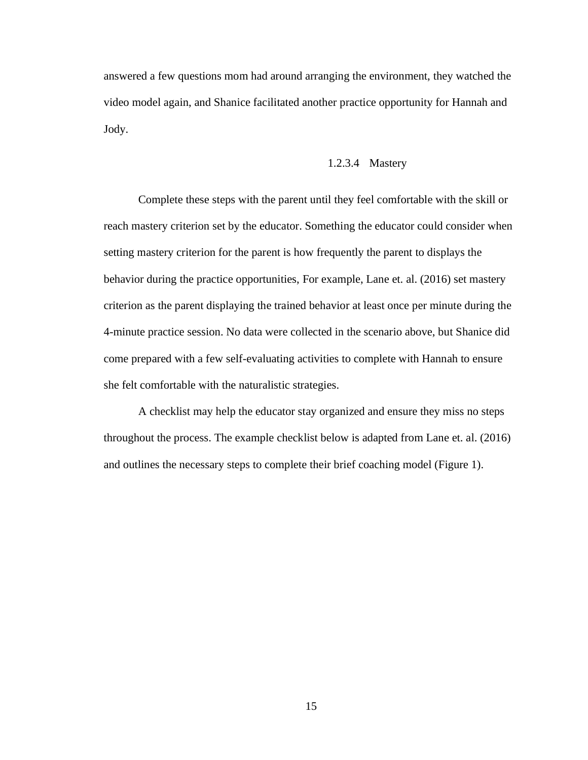answered a few questions mom had around arranging the environment, they watched the video model again, and Shanice facilitated another practice opportunity for Hannah and Jody.

#### 1.2.3.4 Mastery

Complete these steps with the parent until they feel comfortable with the skill or reach mastery criterion set by the educator. Something the educator could consider when setting mastery criterion for the parent is how frequently the parent to displays the behavior during the practice opportunities, For example, Lane et. al. (2016) set mastery criterion as the parent displaying the trained behavior at least once per minute during the 4-minute practice session. No data were collected in the scenario above, but Shanice did come prepared with a few self-evaluating activities to complete with Hannah to ensure she felt comfortable with the naturalistic strategies.

A checklist may help the educator stay organized and ensure they miss no steps throughout the process. The example checklist below is adapted from Lane et. al. (2016) and outlines the necessary steps to complete their brief coaching model (Figure 1).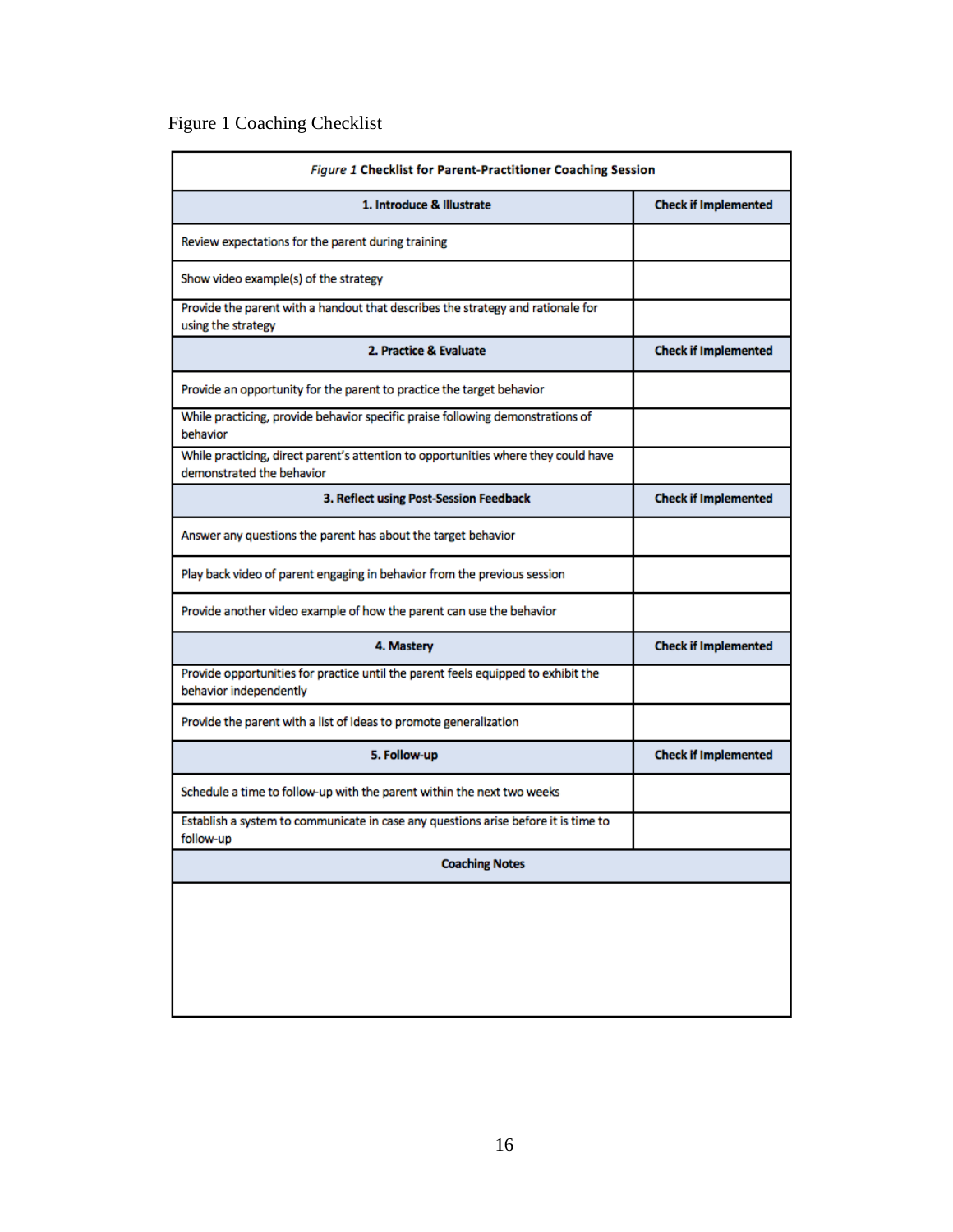Figure 1 Coaching Checklist

| *Figure 1* **Checklist for Parent-Practitioner Coaching Session** | |
|---|---|
| **1. Introduce & Illustrate** | **Check if Implemented** |
| Review expectations for the parent during training | |
| Show video example(s) of the strategy | |
| Provide the parent with a handout that describes the strategy and rationale for using the strategy | |
| **2. Practice & Evaluate** | **Check if Implemented** |
| Provide an opportunity for the parent to practice the target behavior | |
| While practicing, provide behavior specific praise following demonstrations of behavior | |
| While practicing, direct parent's attention to opportunities where they could have demonstrated the behavior | |
| **3. Reflect using Post-Session Feedback** | **Check if Implemented** |
| Answer any questions the parent has about the target behavior | |
| Play back video of parent engaging in behavior from the previous session | |
| Provide another video example of how the parent can use the behavior | |
| **4. Mastery** | **Check if Implemented** |
| Provide opportunities for practice until the parent feels equipped to exhibit the behavior independently | |
| Provide the parent with a list of ideas to promote generalization | |
| **5. Follow-up** | **Check if Implemented** |
| Schedule a time to follow-up with the parent within the next two weeks | |
| Establish a system to communicate in case any questions arise before it is time to follow-up | |
| **Coaching Notes** | |
| | |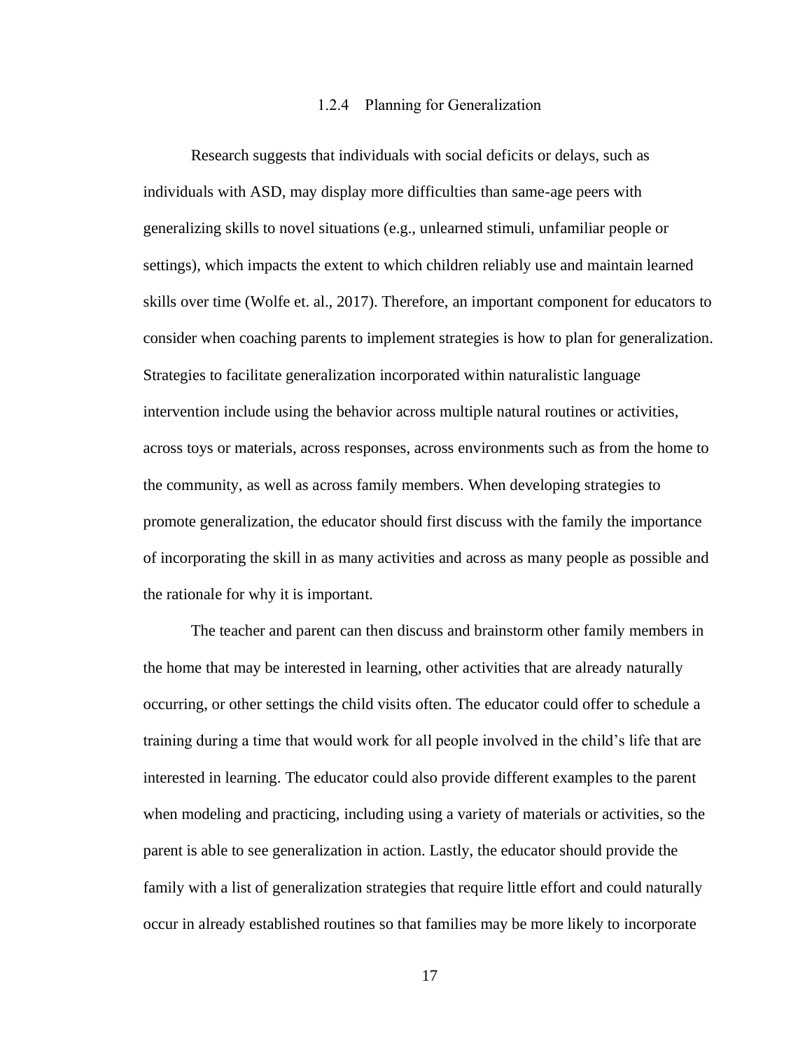### 1.2.4 Planning for Generalization

Research suggests that individuals with social deficits or delays, such as individuals with ASD, may display more difficulties than same-age peers with generalizing skills to novel situations (e.g., unlearned stimuli, unfamiliar people or settings), which impacts the extent to which children reliably use and maintain learned skills over time (Wolfe et. al., 2017). Therefore, an important component for educators to consider when coaching parents to implement strategies is how to plan for generalization. Strategies to facilitate generalization incorporated within naturalistic language intervention include using the behavior across multiple natural routines or activities, across toys or materials, across responses, across environments such as from the home to the community, as well as across family members. When developing strategies to promote generalization, the educator should first discuss with the family the importance of incorporating the skill in as many activities and across as many people as possible and the rationale for why it is important.

The teacher and parent can then discuss and brainstorm other family members in the home that may be interested in learning, other activities that are already naturally occurring, or other settings the child visits often. The educator could offer to schedule a training during a time that would work for all people involved in the child's life that are interested in learning. The educator could also provide different examples to the parent when modeling and practicing, including using a variety of materials or activities, so the parent is able to see generalization in action. Lastly, the educator should provide the family with a list of generalization strategies that require little effort and could naturally occur in already established routines so that families may be more likely to incorporate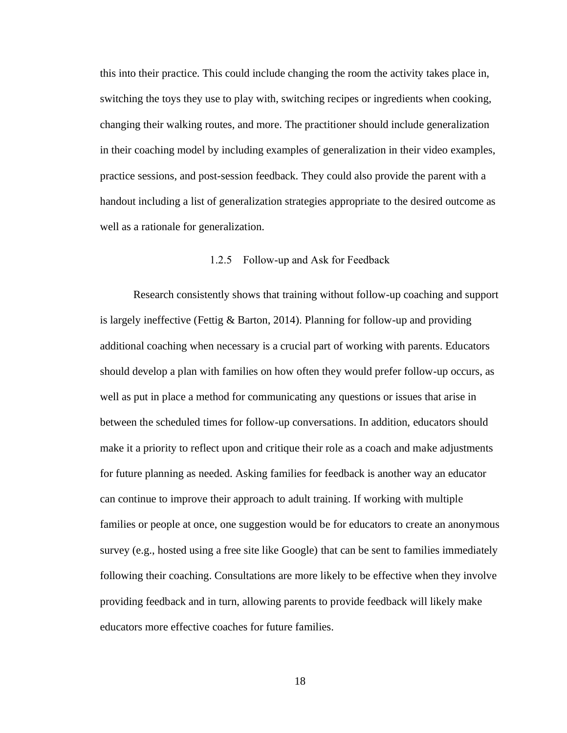this into their practice. This could include changing the room the activity takes place in, switching the toys they use to play with, switching recipes or ingredients when cooking, changing their walking routes, and more. The practitioner should include generalization in their coaching model by including examples of generalization in their video examples, practice sessions, and post-session feedback. They could also provide the parent with a handout including a list of generalization strategies appropriate to the desired outcome as well as a rationale for generalization.

### 1.2.5 Follow-up and Ask for Feedback

Research consistently shows that training without follow-up coaching and support is largely ineffective (Fettig & Barton, 2014). Planning for follow-up and providing additional coaching when necessary is a crucial part of working with parents. Educators should develop a plan with families on how often they would prefer follow-up occurs, as well as put in place a method for communicating any questions or issues that arise in between the scheduled times for follow-up conversations. In addition, educators should make it a priority to reflect upon and critique their role as a coach and make adjustments for future planning as needed. Asking families for feedback is another way an educator can continue to improve their approach to adult training. If working with multiple families or people at once, one suggestion would be for educators to create an anonymous survey (e.g., hosted using a free site like Google) that can be sent to families immediately following their coaching. Consultations are more likely to be effective when they involve providing feedback and in turn, allowing parents to provide feedback will likely make educators more effective coaches for future families.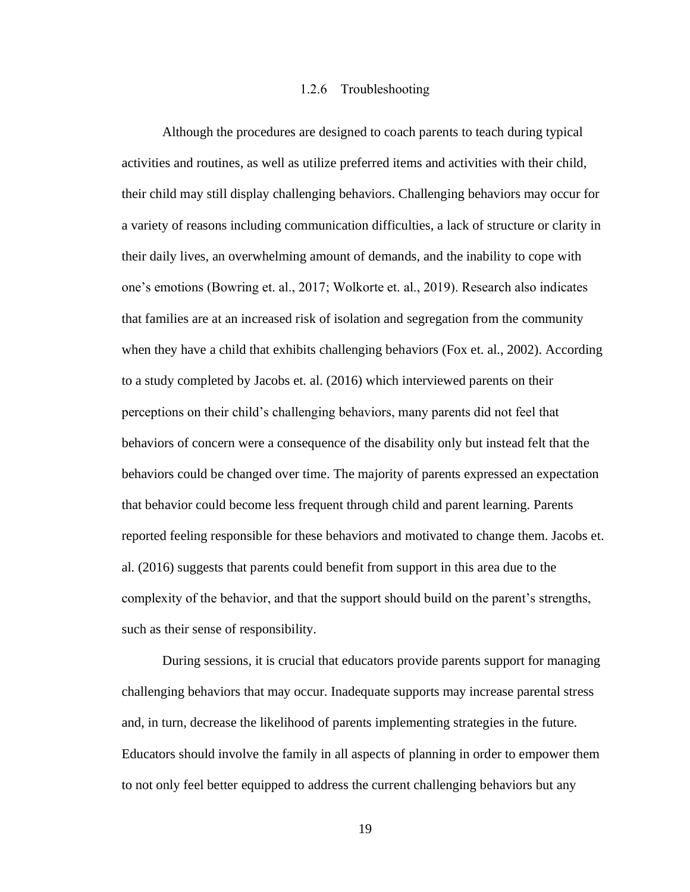### 1.2.6 Troubleshooting

Although the procedures are designed to coach parents to teach during typical activities and routines, as well as utilize preferred items and activities with their child, their child may still display challenging behaviors. Challenging behaviors may occur for a variety of reasons including communication difficulties, a lack of structure or clarity in their daily lives, an overwhelming amount of demands, and the inability to cope with one's emotions (Bowring et. al., 2017; Wolkorte et. al., 2019). Research also indicates that families are at an increased risk of isolation and segregation from the community when they have a child that exhibits challenging behaviors (Fox et. al., 2002). According to a study completed by Jacobs et. al. (2016) which interviewed parents on their perceptions on their child's challenging behaviors, many parents did not feel that behaviors of concern were a consequence of the disability only but instead felt that the behaviors could be changed over time. The majority of parents expressed an expectation that behavior could become less frequent through child and parent learning. Parents reported feeling responsible for these behaviors and motivated to change them. Jacobs et. al. (2016) suggests that parents could benefit from support in this area due to the complexity of the behavior, and that the support should build on the parent's strengths, such as their sense of responsibility.

During sessions, it is crucial that educators provide parents support for managing challenging behaviors that may occur. Inadequate supports may increase parental stress and, in turn, decrease the likelihood of parents implementing strategies in the future. Educators should involve the family in all aspects of planning in order to empower them to not only feel better equipped to address the current challenging behaviors but any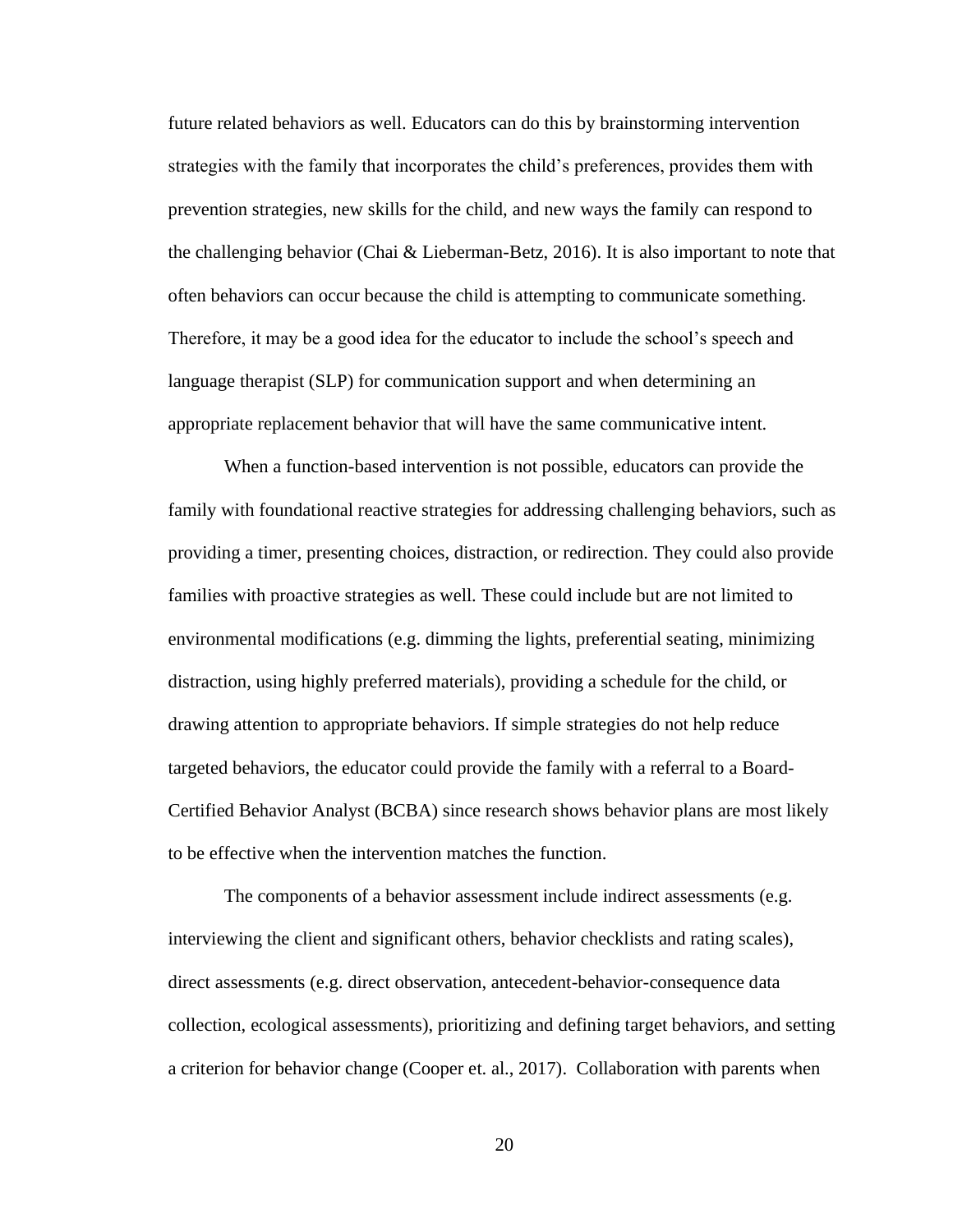future related behaviors as well. Educators can do this by brainstorming intervention strategies with the family that incorporates the child's preferences, provides them with prevention strategies, new skills for the child, and new ways the family can respond to the challenging behavior (Chai & Lieberman-Betz, 2016). It is also important to note that often behaviors can occur because the child is attempting to communicate something. Therefore, it may be a good idea for the educator to include the school's speech and language therapist (SLP) for communication support and when determining an appropriate replacement behavior that will have the same communicative intent.

When a function-based intervention is not possible, educators can provide the family with foundational reactive strategies for addressing challenging behaviors, such as providing a timer, presenting choices, distraction, or redirection. They could also provide families with proactive strategies as well. These could include but are not limited to environmental modifications (e.g. dimming the lights, preferential seating, minimizing distraction, using highly preferred materials), providing a schedule for the child, or drawing attention to appropriate behaviors. If simple strategies do not help reduce targeted behaviors, the educator could provide the family with a referral to a Board-Certified Behavior Analyst (BCBA) since research shows behavior plans are most likely to be effective when the intervention matches the function.

The components of a behavior assessment include indirect assessments (e.g. interviewing the client and significant others, behavior checklists and rating scales), direct assessments (e.g. direct observation, antecedent-behavior-consequence data collection, ecological assessments), prioritizing and defining target behaviors, and setting a criterion for behavior change (Cooper et. al., 2017). Collaboration with parents when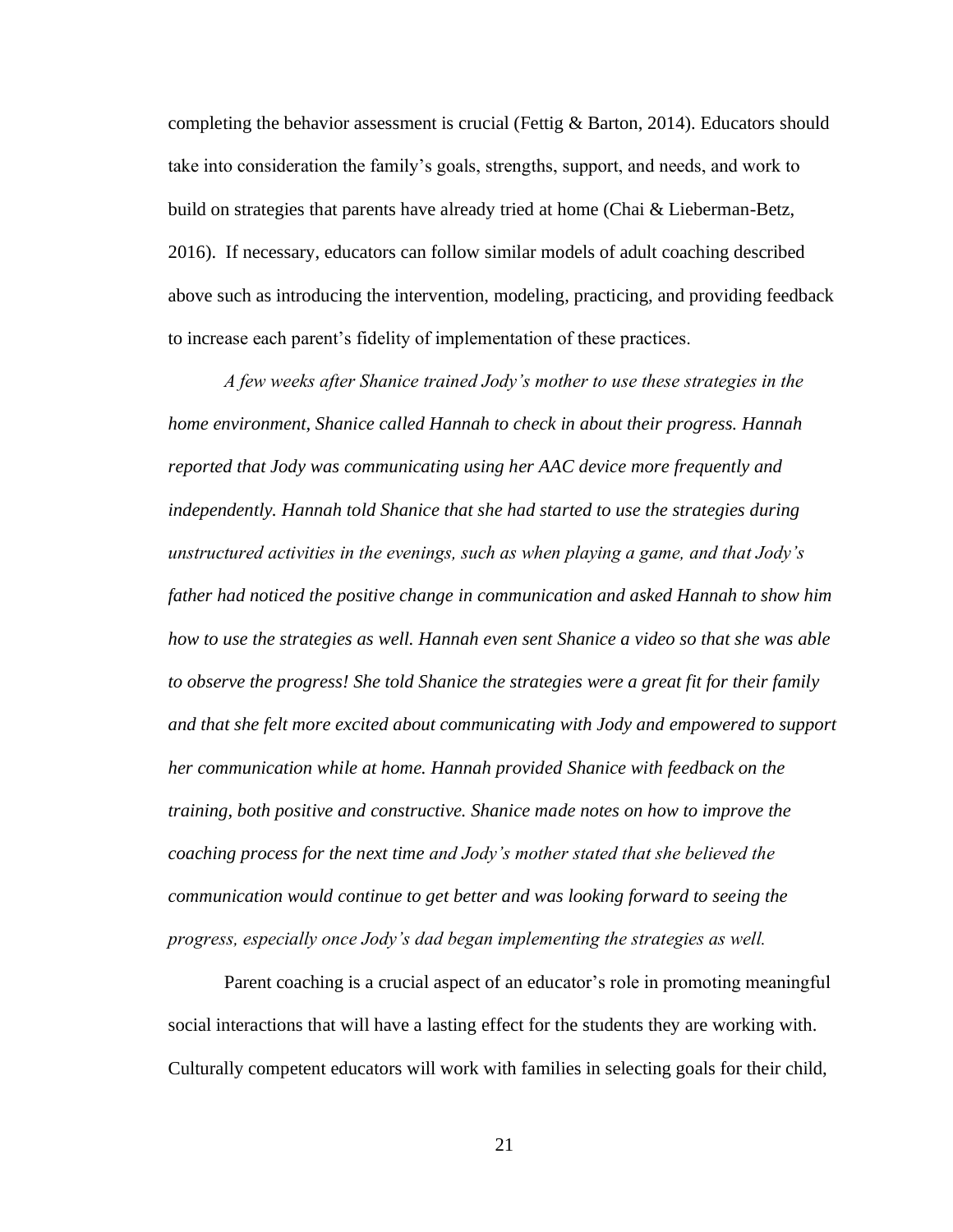completing the behavior assessment is crucial (Fettig & Barton, 2014). Educators should take into consideration the family's goals, strengths, support, and needs, and work to build on strategies that parents have already tried at home (Chai & Lieberman-Betz, 2016). If necessary, educators can follow similar models of adult coaching described above such as introducing the intervention, modeling, practicing, and providing feedback to increase each parent's fidelity of implementation of these practices.

*A few weeks after Shanice trained Jody's mother to use these strategies in the home environment, Shanice called Hannah to check in about their progress. Hannah reported that Jody was communicating using her AAC device more frequently and independently. Hannah told Shanice that she had started to use the strategies during unstructured activities in the evenings, such as when playing a game, and that Jody's father had noticed the positive change in communication and asked Hannah to show him how to use the strategies as well. Hannah even sent Shanice a video so that she was able to observe the progress! She told Shanice the strategies were a great fit for their family and that she felt more excited about communicating with Jody and empowered to support her communication while at home. Hannah provided Shanice with feedback on the training, both positive and constructive. Shanice made notes on how to improve the coaching process for the next time and Jody's mother stated that she believed the communication would continue to get better and was looking forward to seeing the progress, especially once Jody's dad began implementing the strategies as well.*

Parent coaching is a crucial aspect of an educator's role in promoting meaningful social interactions that will have a lasting effect for the students they are working with. Culturally competent educators will work with families in selecting goals for their child,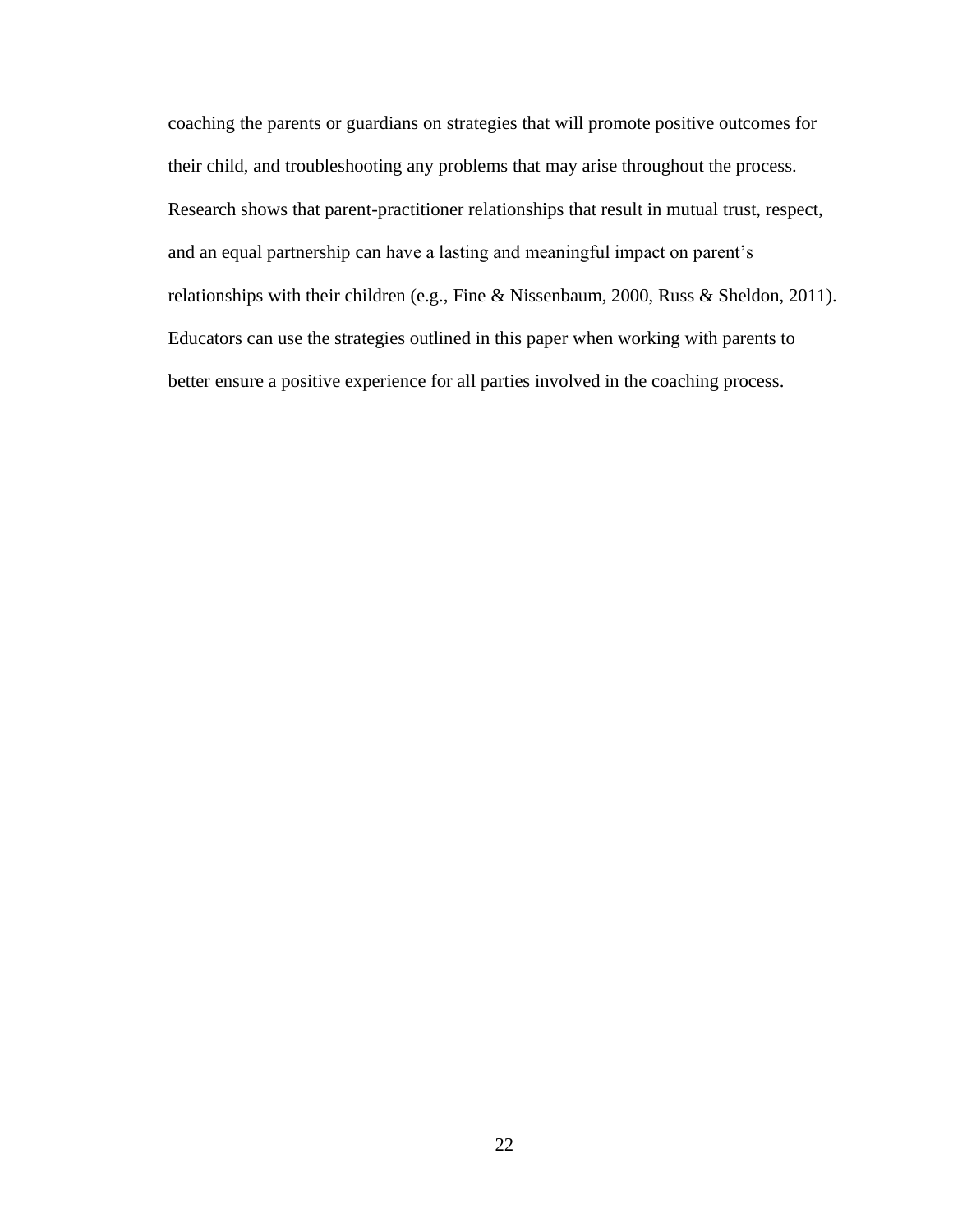coaching the parents or guardians on strategies that will promote positive outcomes for their child, and troubleshooting any problems that may arise throughout the process. Research shows that parent-practitioner relationships that result in mutual trust, respect, and an equal partnership can have a lasting and meaningful impact on parent's relationships with their children (e.g., Fine & Nissenbaum, 2000, Russ & Sheldon, 2011). Educators can use the strategies outlined in this paper when working with parents to better ensure a positive experience for all parties involved in the coaching process.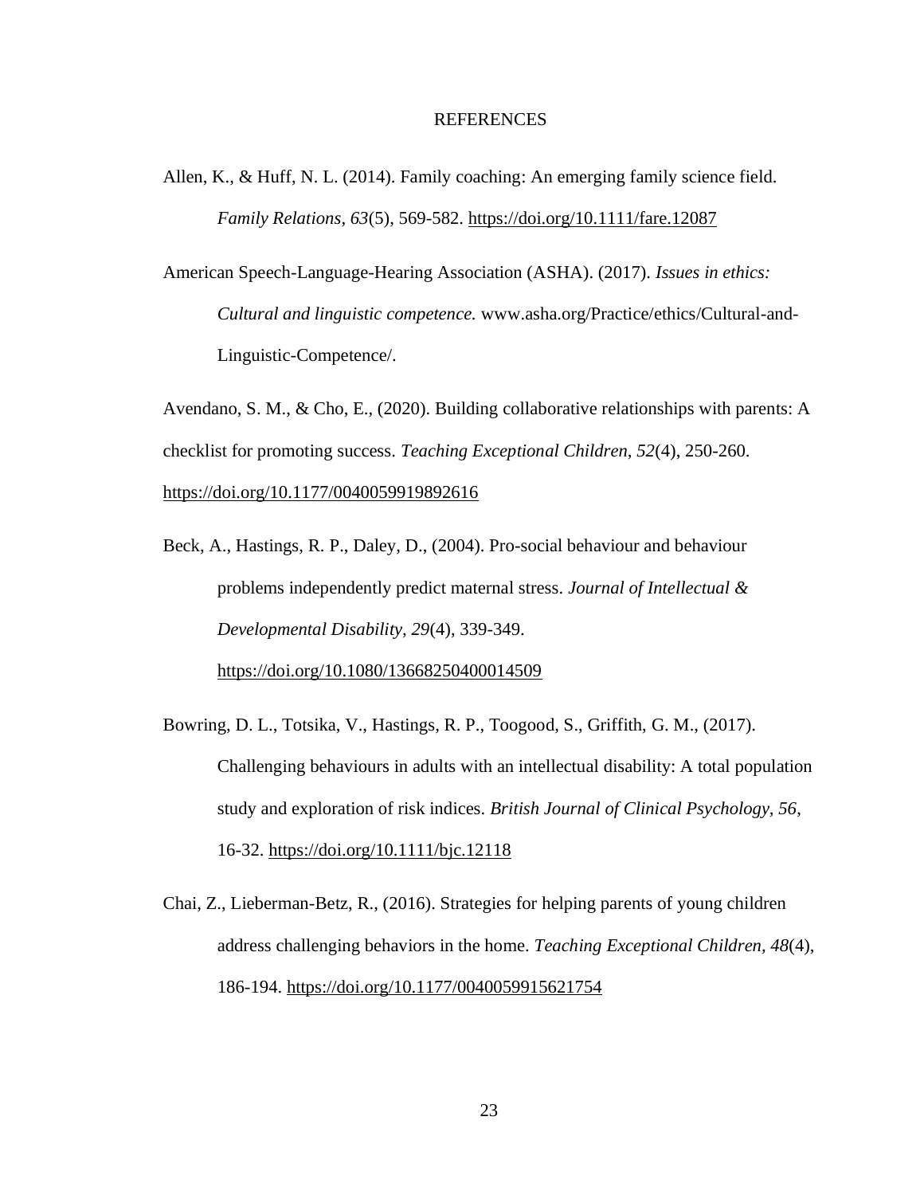# REFERENCES

Allen, K., & Huff, N. L. (2014). Family coaching: An emerging family science field. *Family Relations, 63*(5), 569-582. https://doi.org/10.1111/fare.12087

American Speech-Language-Hearing Association (ASHA). (2017). *Issues in ethics: Cultural and linguistic competence.* www.asha.org/Practice/ethics/Cultural-and-Linguistic-Competence/.

Avendano, S. M., & Cho, E., (2020). Building collaborative relationships with parents: A checklist for promoting success. *Teaching Exceptional Children, 52*(4), 250-260. https://doi.org/10.1177/0040059919892616

Beck, A., Hastings, R. P., Daley, D., (2004). Pro-social behaviour and behaviour problems independently predict maternal stress. *Journal of Intellectual & Developmental Disability, 29*(4), 339-349. https://doi.org/10.1080/13668250400014509

Bowring, D. L., Totsika, V., Hastings, R. P., Toogood, S., Griffith, G. M., (2017). Challenging behaviours in adults with an intellectual disability: A total population study and exploration of risk indices. *British Journal of Clinical Psychology, 56*, 16-32. https://doi.org/10.1111/bjc.12118

Chai, Z., Lieberman-Betz, R., (2016). Strategies for helping parents of young children address challenging behaviors in the home. *Teaching Exceptional Children, 48*(4), 186-194. https://doi.org/10.1177/0040059915621754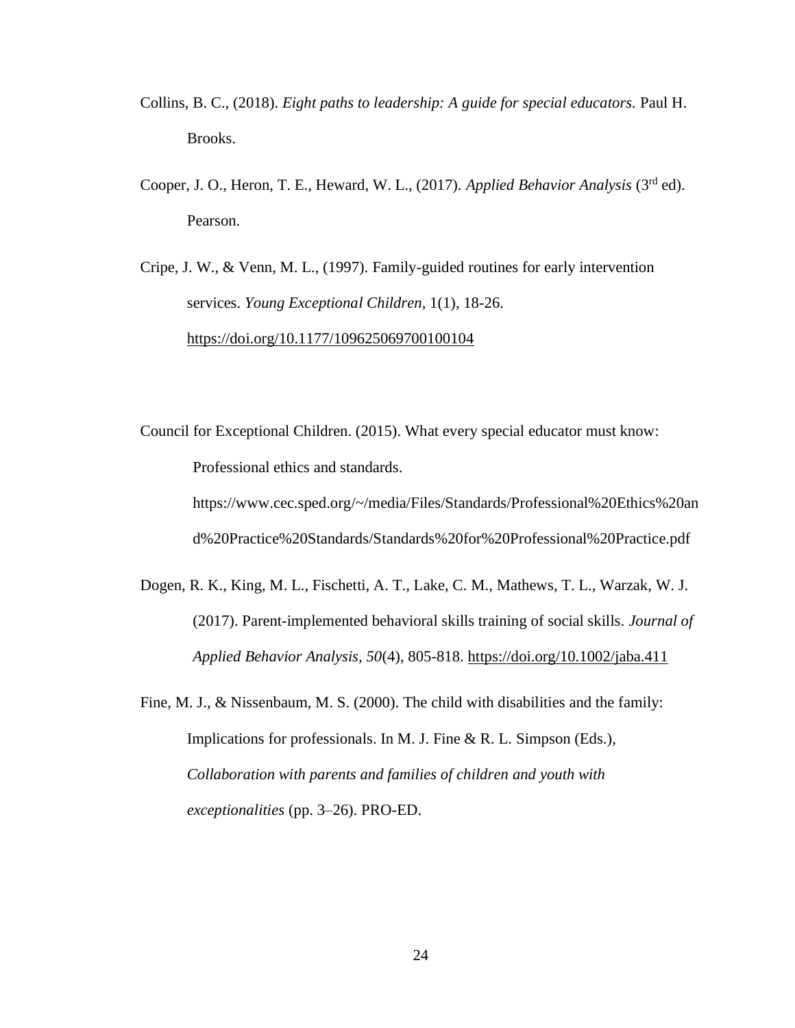Collins, B. C., (2018). *Eight paths to leadership: A guide for special educators.* Paul H. Brooks.

Cooper, J. O., Heron, T. E., Heward, W. L., (2017). *Applied Behavior Analysis* (3rd ed). Pearson.

Cripe, J. W., & Venn, M. L., (1997). Family-guided routines for early intervention services. *Young Exceptional Children*, 1(1), 18-26. https://doi.org/10.1177/109625069700100104

Council for Exceptional Children. (2015). What every special educator must know: Professional ethics and standards. https://www.cec.sped.org/~/media/Files/Standards/Professional%20Ethics%20and%20Practice%20Standards/Standards%20for%20Professional%20Practice.pdf

Dogen, R. K., King, M. L., Fischetti, A. T., Lake, C. M., Mathews, T. L., Warzak, W. J. (2017). Parent-implemented behavioral skills training of social skills. *Journal of Applied Behavior Analysis, 50*(4), 805-818. https://doi.org/10.1002/jaba.411

Fine, M. J., & Nissenbaum, M. S. (2000). The child with disabilities and the family: Implications for professionals. In M. J. Fine & R. L. Simpson (Eds.), *Collaboration with parents and families of children and youth with exceptionalities* (pp. 3–26). PRO-ED.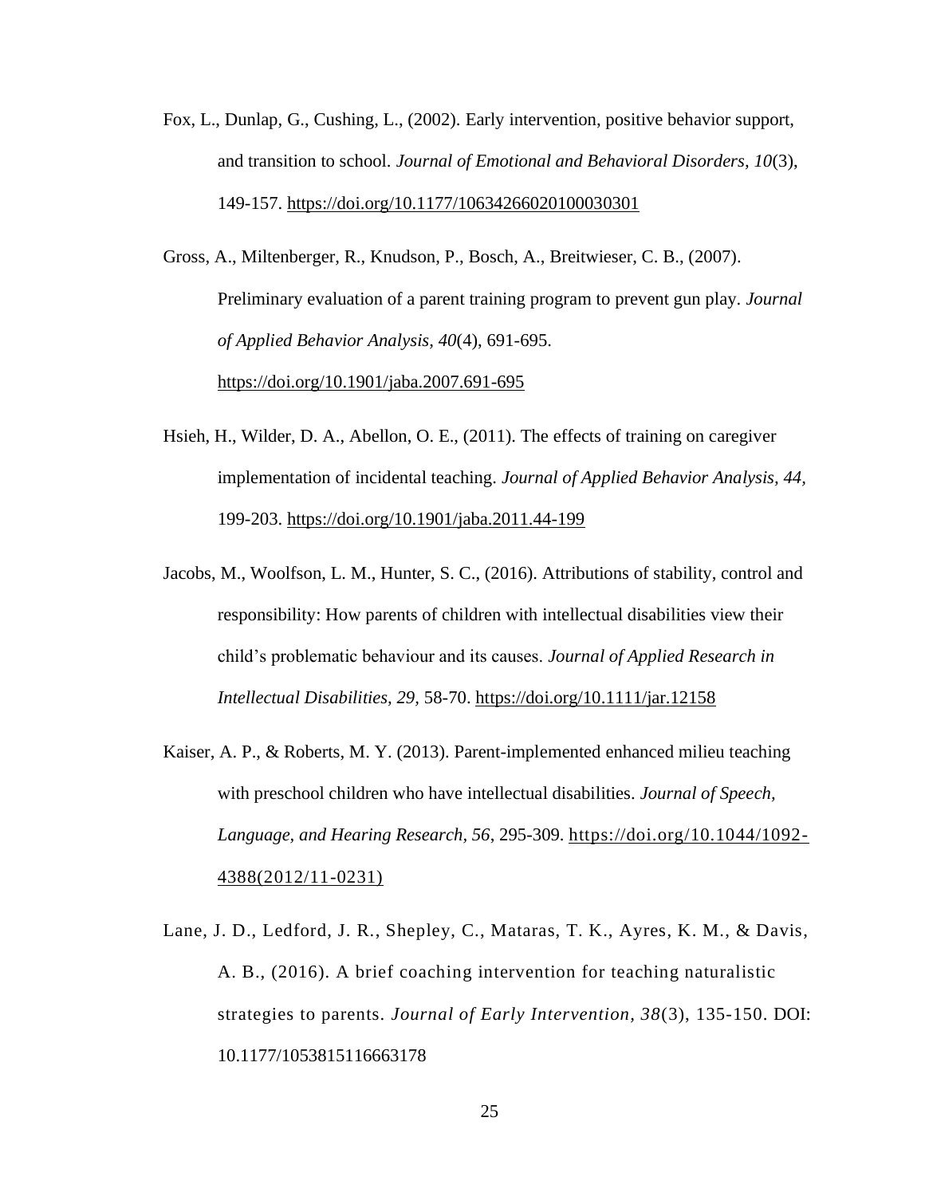Fox, L., Dunlap, G., Cushing, L., (2002). Early intervention, positive behavior support, and transition to school. *Journal of Emotional and Behavioral Disorders, 10*(3), 149-157. https://doi.org/10.1177/10634266020100030301

Gross, A., Miltenberger, R., Knudson, P., Bosch, A., Breitwieser, C. B., (2007). Preliminary evaluation of a parent training program to prevent gun play. *Journal of Applied Behavior Analysis, 40*(4), 691-695. https://doi.org/10.1901/jaba.2007.691-695

Hsieh, H., Wilder, D. A., Abellon, O. E., (2011). The effects of training on caregiver implementation of incidental teaching. *Journal of Applied Behavior Analysis, 44*, 199-203. https://doi.org/10.1901/jaba.2011.44-199

Jacobs, M., Woolfson, L. M., Hunter, S. C., (2016). Attributions of stability, control and responsibility: How parents of children with intellectual disabilities view their child's problematic behaviour and its causes. *Journal of Applied Research in Intellectual Disabilities, 29*, 58-70. https://doi.org/10.1111/jar.12158

Kaiser, A. P., & Roberts, M. Y. (2013). Parent-implemented enhanced milieu teaching with preschool children who have intellectual disabilities. *Journal of Speech, Language, and Hearing Research, 56*, 295-309. https://doi.org/10.1044/1092-4388(2012/11-0231)

Lane, J. D., Ledford, J. R., Shepley, C., Mataras, T. K., Ayres, K. M., & Davis, A. B., (2016). A brief coaching intervention for teaching naturalistic strategies to parents. *Journal of Early Intervention, 38*(3), 135-150. DOI: 10.1177/1053815116663178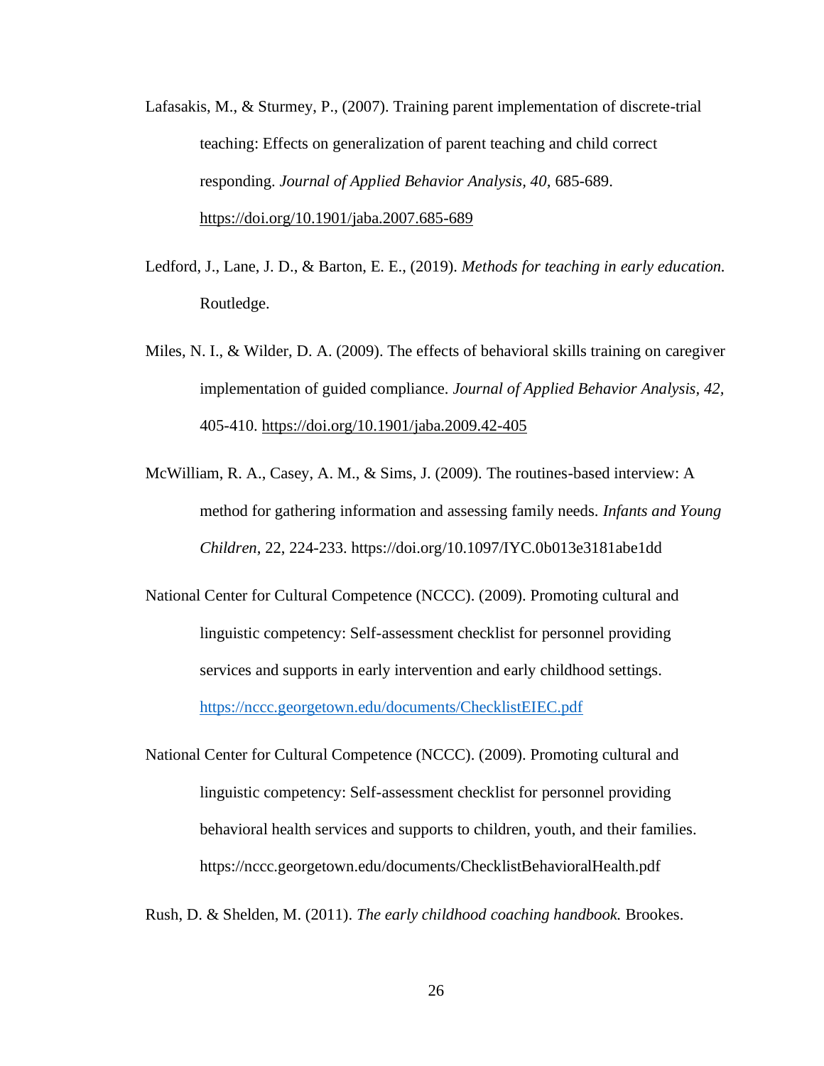Lafasakis, M., & Sturmey, P., (2007). Training parent implementation of discrete-trial teaching: Effects on generalization of parent teaching and child correct responding. *Journal of Applied Behavior Analysis, 40*, 685-689. https://doi.org/10.1901/jaba.2007.685-689

Ledford, J., Lane, J. D., & Barton, E. E., (2019). *Methods for teaching in early education.* Routledge.

Miles, N. I., & Wilder, D. A. (2009). The effects of behavioral skills training on caregiver implementation of guided compliance. *Journal of Applied Behavior Analysis, 42,* 405-410. https://doi.org/10.1901/jaba.2009.42-405

McWilliam, R. A., Casey, A. M., & Sims, J. (2009). The routines-based interview: A method for gathering information and assessing family needs. *Infants and Young Children*, 22, 224-233. https://doi.org/10.1097/IYC.0b013e3181abe1dd

National Center for Cultural Competence (NCCC). (2009). Promoting cultural and linguistic competency: Self-assessment checklist for personnel providing services and supports in early intervention and early childhood settings. https://nccc.georgetown.edu/documents/ChecklistEIEC.pdf

National Center for Cultural Competence (NCCC). (2009). Promoting cultural and linguistic competency: Self-assessment checklist for personnel providing behavioral health services and supports to children, youth, and their families. https://nccc.georgetown.edu/documents/ChecklistBehavioralHealth.pdf

Rush, D. & Shelden, M. (2011). *The early childhood coaching handbook.* Brookes.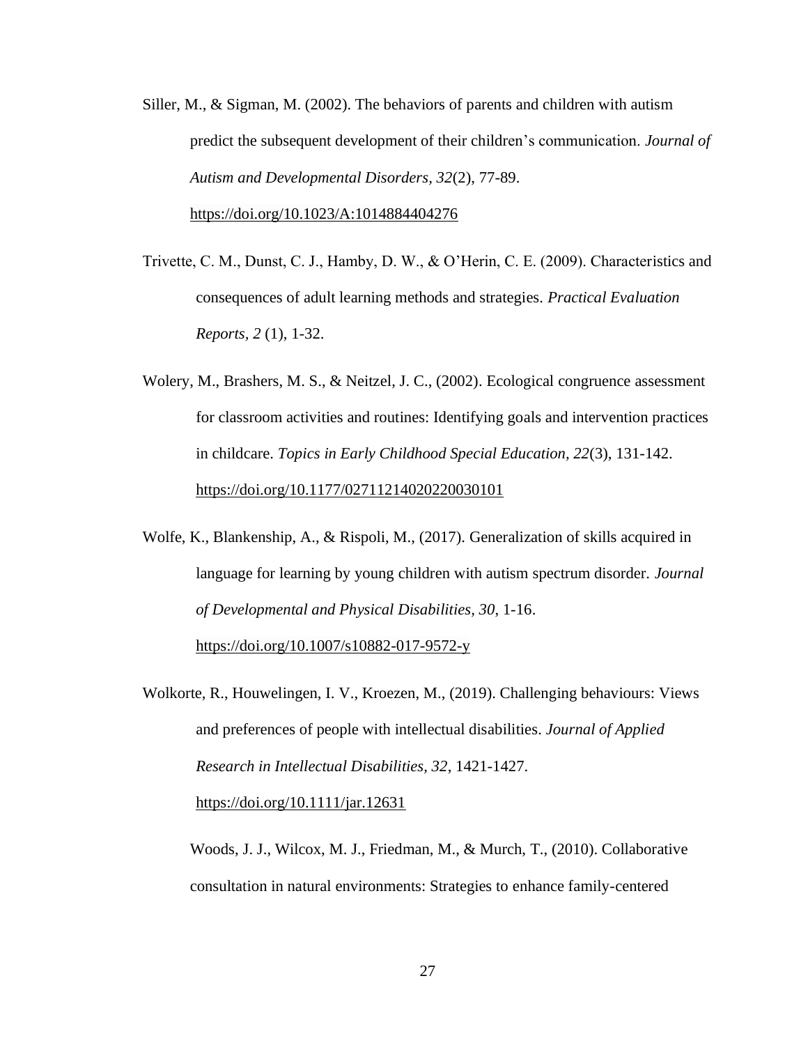Siller, M., & Sigman, M. (2002). The behaviors of parents and children with autism predict the subsequent development of their children's communication. *Journal of Autism and Developmental Disorders*, *32*(2), 77-89. https://doi.org/10.1023/A:1014884404276

Trivette, C. M., Dunst, C. J., Hamby, D. W., & O'Herin, C. E. (2009). Characteristics and consequences of adult learning methods and strategies. *Practical Evaluation Reports*, *2* (1), 1-32.

Wolery, M., Brashers, M. S., & Neitzel, J. C., (2002). Ecological congruence assessment for classroom activities and routines: Identifying goals and intervention practices in childcare. *Topics in Early Childhood Special Education, 22*(3), 131-142. https://doi.org/10.1177/02711214020220030101

Wolfe, K., Blankenship, A., & Rispoli, M., (2017). Generalization of skills acquired in language for learning by young children with autism spectrum disorder. *Journal of Developmental and Physical Disabilities, 30*, 1-16. https://doi.org/10.1007/s10882-017-9572-y

Wolkorte, R., Houwelingen, I. V., Kroezen, M., (2019). Challenging behaviours: Views and preferences of people with intellectual disabilities. *Journal of Applied Research in Intellectual Disabilities, 32*, 1421-1427. https://doi.org/10.1111/jar.12631

Woods, J. J., Wilcox, M. J., Friedman, M., & Murch, T., (2010). Collaborative consultation in natural environments: Strategies to enhance family-centered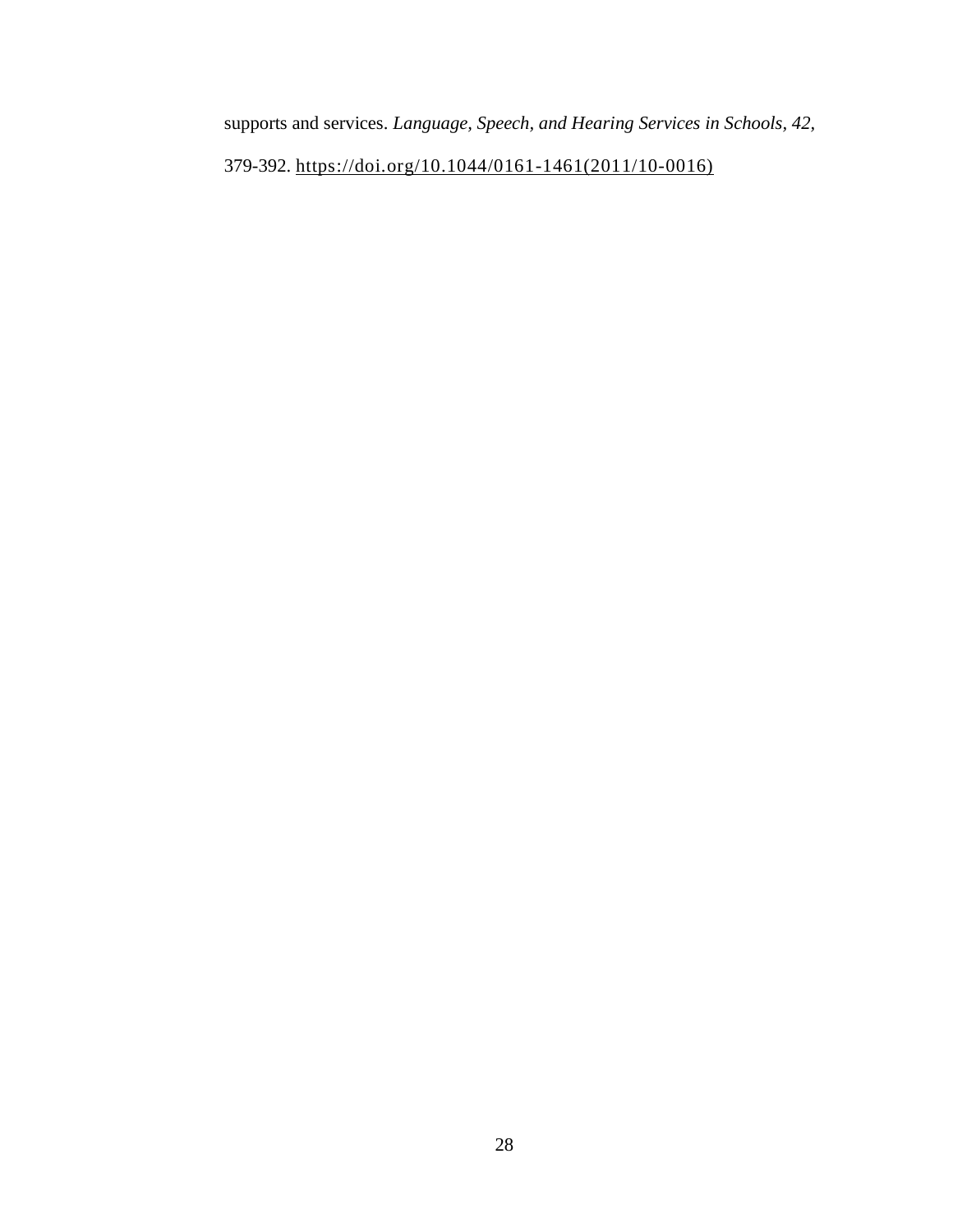supports and services. *Language, Speech, and Hearing Services in Schools, 42*, 379-392. https://doi.org/10.1044/0161-1461(2011/10-0016)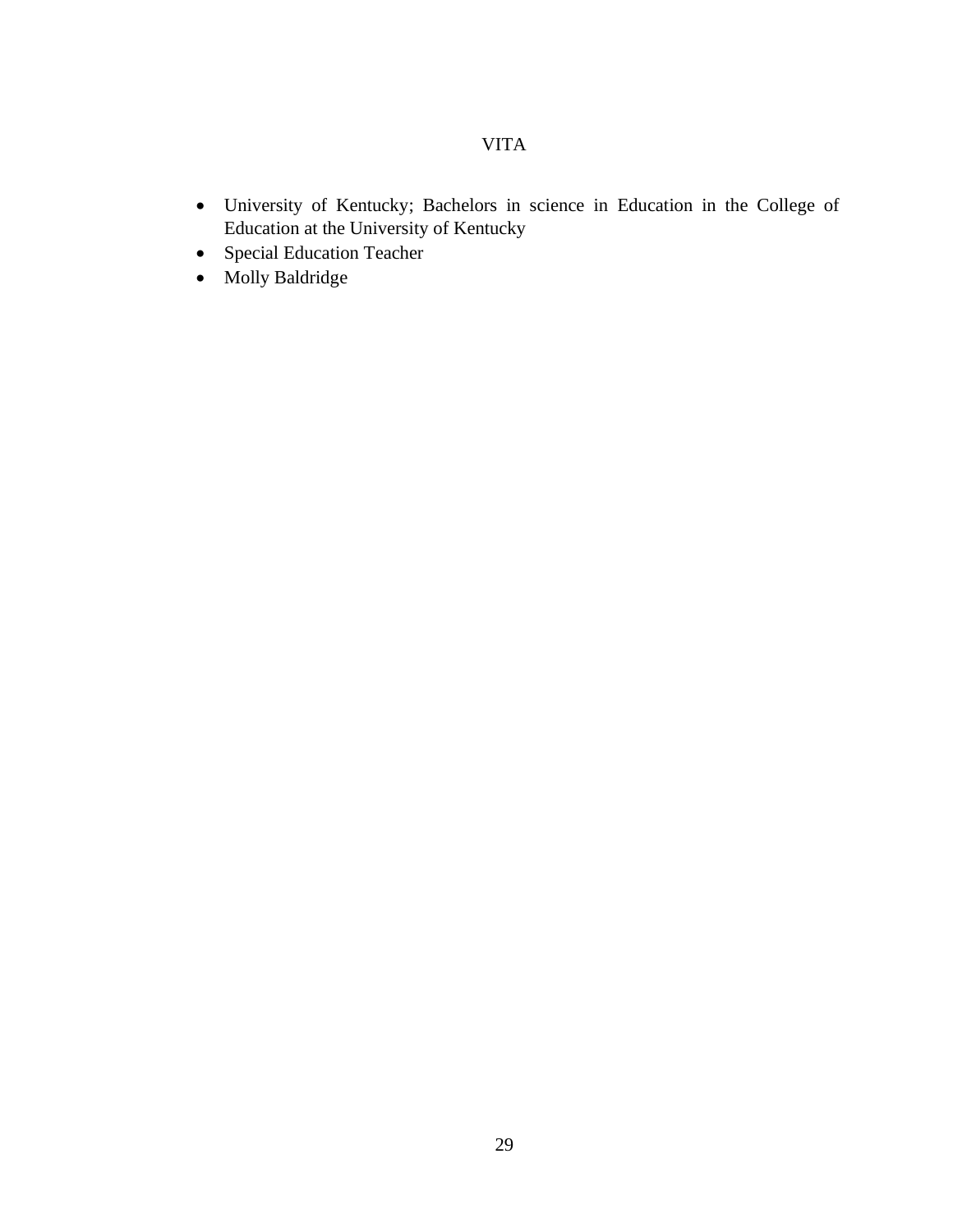# VITA

- University of Kentucky; Bachelors in science in Education in the College of Education at the University of Kentucky
- Special Education Teacher
- Molly Baldridge